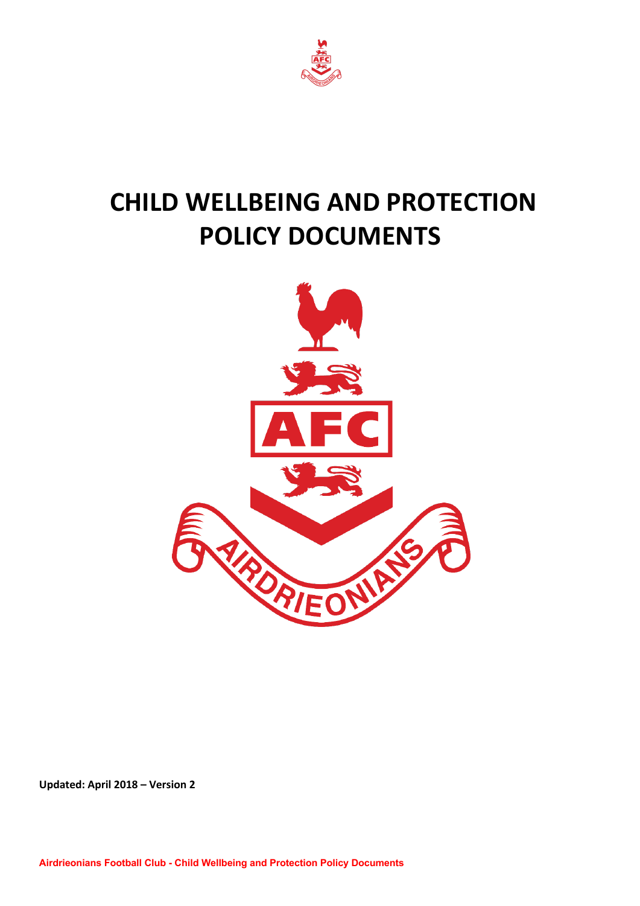# CHILD WELLBEING AND PROTECTION POLICY DOCUMENTS

**Updated: April 2018 – Version 2**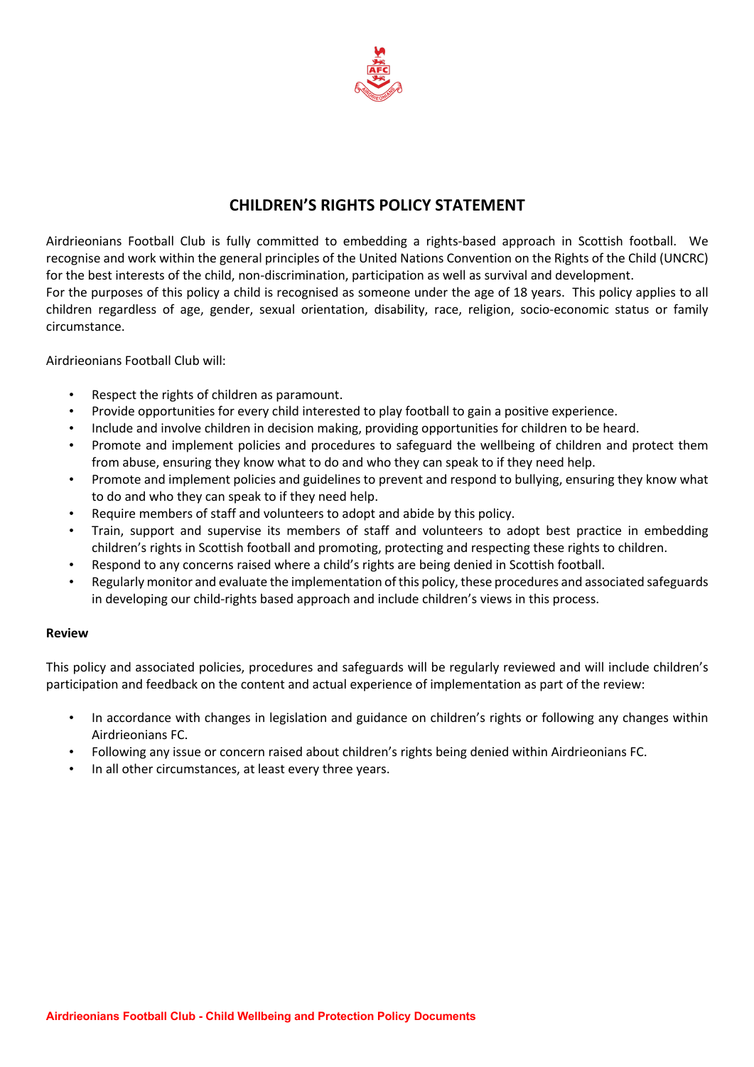# CHILDREN'S RIGHTS POLICY STATEMENT

Airdrieonians Football Club is fully committed to embedding a rights-based approach in Scottish football. We recognise and work within the general principles of the United Nations Convention on the Rights of the Child (UNCRC) for the best interests of the child, non-discrimination, participation as well as survival and development.
For the purposes of this policy a child is recognised as someone under the age of 18 years. This policy applies to all children regardless of age, gender, sexual orientation, disability, race, religion, socio-economic status or family circumstance.

Airdrieonians Football Club will:

- Respect the rights of children as paramount.
- Provide opportunities for every child interested to play football to gain a positive experience.
- Include and involve children in decision making, providing opportunities for children to be heard.
- Promote and implement policies and procedures to safeguard the wellbeing of children and protect them from abuse, ensuring they know what to do and who they can speak to if they need help.
- Promote and implement policies and guidelines to prevent and respond to bullying, ensuring they know what to do and who they can speak to if they need help.
- Require members of staff and volunteers to adopt and abide by this policy.
- Train, support and supervise its members of staff and volunteers to adopt best practice in embedding children's rights in Scottish football and promoting, protecting and respecting these rights to children.
- Respond to any concerns raised where a child's rights are being denied in Scottish football.
- Regularly monitor and evaluate the implementation of this policy, these procedures and associated safeguards in developing our child-rights based approach and include children's views in this process.

**Review**

This policy and associated policies, procedures and safeguards will be regularly reviewed and will include children's participation and feedback on the content and actual experience of implementation as part of the review:

- In accordance with changes in legislation and guidance on children's rights or following any changes within Airdrieonians FC.
- Following any issue or concern raised about children's rights being denied within Airdrieonians FC.
- In all other circumstances, at least every three years.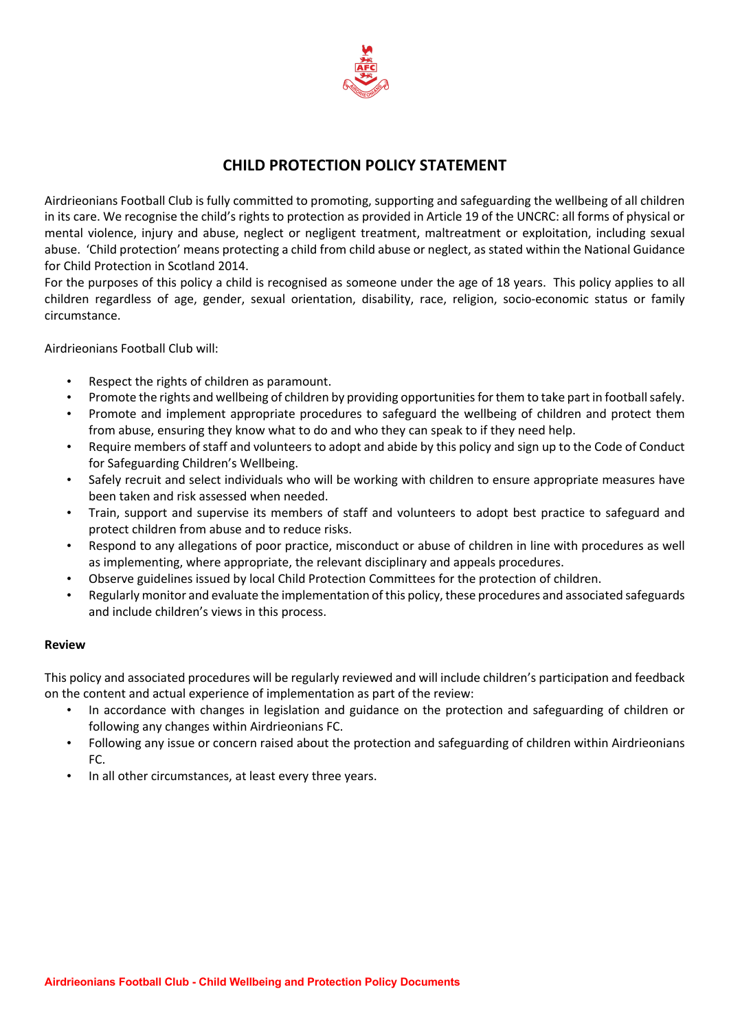# CHILD PROTECTION POLICY STATEMENT

Airdrieonians Football Club is fully committed to promoting, supporting and safeguarding the wellbeing of all children in its care. We recognise the child's rights to protection as provided in Article 19 of the UNCRC: all forms of physical or mental violence, injury and abuse, neglect or negligent treatment, maltreatment or exploitation, including sexual abuse. 'Child protection' means protecting a child from child abuse or neglect, as stated within the National Guidance for Child Protection in Scotland 2014.
For the purposes of this policy a child is recognised as someone under the age of 18 years. This policy applies to all children regardless of age, gender, sexual orientation, disability, race, religion, socio-economic status or family circumstance.

Airdrieonians Football Club will:

- Respect the rights of children as paramount.
- Promote the rights and wellbeing of children by providing opportunities for them to take part in football safely.
- Promote and implement appropriate procedures to safeguard the wellbeing of children and protect them from abuse, ensuring they know what to do and who they can speak to if they need help.
- Require members of staff and volunteers to adopt and abide by this policy and sign up to the Code of Conduct for Safeguarding Children's Wellbeing.
- Safely recruit and select individuals who will be working with children to ensure appropriate measures have been taken and risk assessed when needed.
- Train, support and supervise its members of staff and volunteers to adopt best practice to safeguard and protect children from abuse and to reduce risks.
- Respond to any allegations of poor practice, misconduct or abuse of children in line with procedures as well as implementing, where appropriate, the relevant disciplinary and appeals procedures.
- Observe guidelines issued by local Child Protection Committees for the protection of children.
- Regularly monitor and evaluate the implementation of this policy, these procedures and associated safeguards and include children's views in this process.

**Review**

This policy and associated procedures will be regularly reviewed and will include children's participation and feedback on the content and actual experience of implementation as part of the review:

- In accordance with changes in legislation and guidance on the protection and safeguarding of children or following any changes within Airdrieonians FC.
- Following any issue or concern raised about the protection and safeguarding of children within Airdrieonians FC.
- In all other circumstances, at least every three years.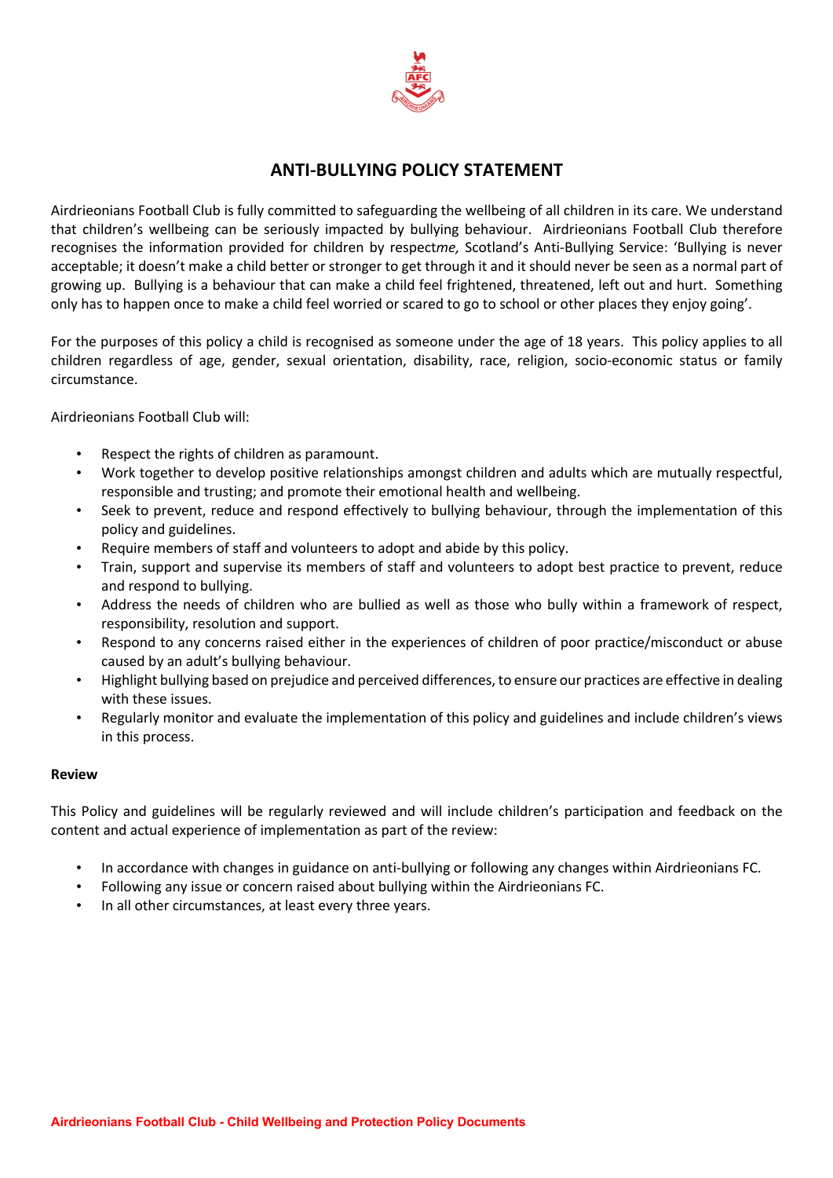## ANTI-BULLYING POLICY STATEMENT

Airdrieonians Football Club is fully committed to safeguarding the wellbeing of all children in its care. We understand that children's wellbeing can be seriously impacted by bullying behaviour. Airdrieonians Football Club therefore recognises the information provided for children by respect*me,* Scotland's Anti-Bullying Service: 'Bullying is never acceptable; it doesn't make a child better or stronger to get through it and it should never be seen as a normal part of growing up. Bullying is a behaviour that can make a child feel frightened, threatened, left out and hurt. Something only has to happen once to make a child feel worried or scared to go to school or other places they enjoy going'.

For the purposes of this policy a child is recognised as someone under the age of 18 years. This policy applies to all children regardless of age, gender, sexual orientation, disability, race, religion, socio-economic status or family circumstance.

Airdrieonians Football Club will:

- Respect the rights of children as paramount.
- Work together to develop positive relationships amongst children and adults which are mutually respectful, responsible and trusting; and promote their emotional health and wellbeing.
- Seek to prevent, reduce and respond effectively to bullying behaviour, through the implementation of this policy and guidelines.
- Require members of staff and volunteers to adopt and abide by this policy.
- Train, support and supervise its members of staff and volunteers to adopt best practice to prevent, reduce and respond to bullying.
- Address the needs of children who are bullied as well as those who bully within a framework of respect, responsibility, resolution and support.
- Respond to any concerns raised either in the experiences of children of poor practice/misconduct or abuse caused by an adult's bullying behaviour.
- Highlight bullying based on prejudice and perceived differences, to ensure our practices are effective in dealing with these issues.
- Regularly monitor and evaluate the implementation of this policy and guidelines and include children's views in this process.

**Review**

This Policy and guidelines will be regularly reviewed and will include children's participation and feedback on the content and actual experience of implementation as part of the review:

- In accordance with changes in guidance on anti-bullying or following any changes within Airdrieonians FC.
- Following any issue or concern raised about bullying within the Airdrieonians FC.
- In all other circumstances, at least every three years.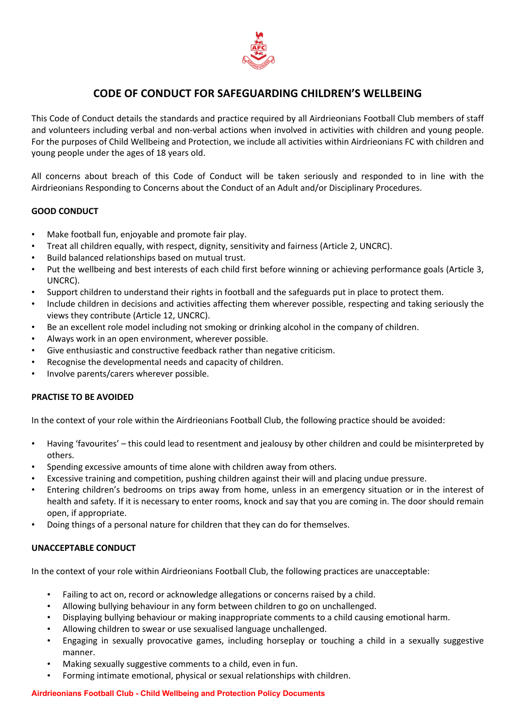# CODE OF CONDUCT FOR SAFEGUARDING CHILDREN'S WELLBEING

This Code of Conduct details the standards and practice required by all Airdrieonians Football Club members of staff and volunteers including verbal and non-verbal actions when involved in activities with children and young people. For the purposes of Child Wellbeing and Protection, we include all activities within Airdrieonians FC with children and young people under the ages of 18 years old.

All concerns about breach of this Code of Conduct will be taken seriously and responded to in line with the Airdrieonians Responding to Concerns about the Conduct of an Adult and/or Disciplinary Procedures.

**GOOD CONDUCT**

- Make football fun, enjoyable and promote fair play.
- Treat all children equally, with respect, dignity, sensitivity and fairness (Article 2, UNCRC).
- Build balanced relationships based on mutual trust.
- Put the wellbeing and best interests of each child first before winning or achieving performance goals (Article 3, UNCRC).
- Support children to understand their rights in football and the safeguards put in place to protect them.
- Include children in decisions and activities affecting them wherever possible, respecting and taking seriously the views they contribute (Article 12, UNCRC).
- Be an excellent role model including not smoking or drinking alcohol in the company of children.
- Always work in an open environment, wherever possible.
- Give enthusiastic and constructive feedback rather than negative criticism.
- Recognise the developmental needs and capacity of children.
- Involve parents/carers wherever possible.

**PRACTISE TO BE AVOIDED**

In the context of your role within the Airdrieonians Football Club, the following practice should be avoided:

- Having 'favourites' – this could lead to resentment and jealousy by other children and could be misinterpreted by others.
- Spending excessive amounts of time alone with children away from others.
- Excessive training and competition, pushing children against their will and placing undue pressure.
- Entering children's bedrooms on trips away from home, unless in an emergency situation or in the interest of health and safety. If it is necessary to enter rooms, knock and say that you are coming in. The door should remain open, if appropriate.
- Doing things of a personal nature for children that they can do for themselves.

**UNACCEPTABLE CONDUCT**

In the context of your role within Airdrieonians Football Club, the following practices are unacceptable:

- Failing to act on, record or acknowledge allegations or concerns raised by a child.
- Allowing bullying behaviour in any form between children to go on unchallenged.
- Displaying bullying behaviour or making inappropriate comments to a child causing emotional harm.
- Allowing children to swear or use sexualised language unchallenged.
- Engaging in sexually provocative games, including horseplay or touching a child in a sexually suggestive manner.
- Making sexually suggestive comments to a child, even in fun.
- Forming intimate emotional, physical or sexual relationships with children.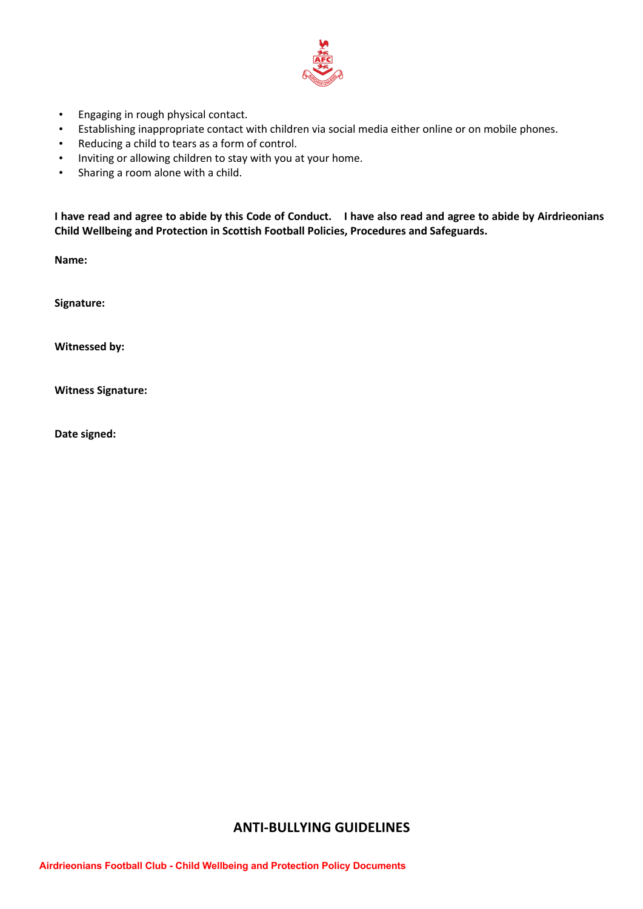- Engaging in rough physical contact.
- Establishing inappropriate contact with children via social media either online or on mobile phones.
- Reducing a child to tears as a form of control.
- Inviting or allowing children to stay with you at your home.
- Sharing a room alone with a child.

**I have read and agree to abide by this Code of Conduct. I have also read and agree to abide by Airdrieonians Child Wellbeing and Protection in Scottish Football Policies, Procedures and Safeguards.**

**Name:**

**Signature:**

**Witnessed by:**

**Witness Signature:**

**Date signed:**

## ANTI-BULLYING GUIDELINES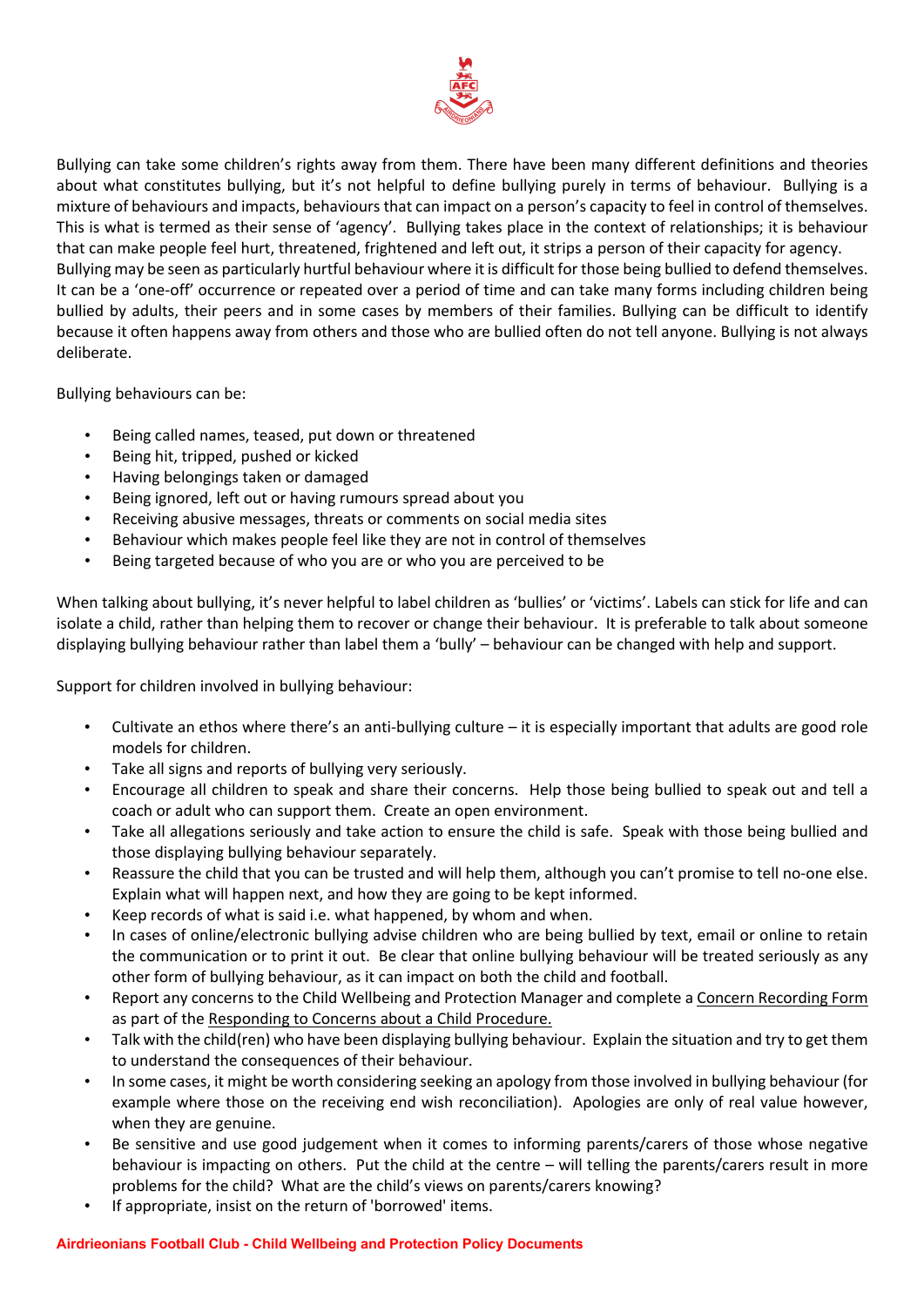Bullying can take some children's rights away from them. There have been many different definitions and theories about what constitutes bullying, but it's not helpful to define bullying purely in terms of behaviour. Bullying is a mixture of behaviours and impacts, behaviours that can impact on a person's capacity to feel in control of themselves. This is what is termed as their sense of 'agency'. Bullying takes place in the context of relationships; it is behaviour that can make people feel hurt, threatened, frightened and left out, it strips a person of their capacity for agency.
Bullying may be seen as particularly hurtful behaviour where it is difficult for those being bullied to defend themselves. It can be a 'one-off' occurrence or repeated over a period of time and can take many forms including children being bullied by adults, their peers and in some cases by members of their families. Bullying can be difficult to identify because it often happens away from others and those who are bullied often do not tell anyone. Bullying is not always deliberate.

Bullying behaviours can be:

- Being called names, teased, put down or threatened
- Being hit, tripped, pushed or kicked
- Having belongings taken or damaged
- Being ignored, left out or having rumours spread about you
- Receiving abusive messages, threats or comments on social media sites
- Behaviour which makes people feel like they are not in control of themselves
- Being targeted because of who you are or who you are perceived to be

When talking about bullying, it's never helpful to label children as 'bullies' or 'victims'. Labels can stick for life and can isolate a child, rather than helping them to recover or change their behaviour. It is preferable to talk about someone displaying bullying behaviour rather than label them a 'bully' – behaviour can be changed with help and support.

Support for children involved in bullying behaviour:

- Cultivate an ethos where there's an anti-bullying culture – it is especially important that adults are good role models for children.
- Take all signs and reports of bullying very seriously.
- Encourage all children to speak and share their concerns. Help those being bullied to speak out and tell a coach or adult who can support them. Create an open environment.
- Take all allegations seriously and take action to ensure the child is safe. Speak with those being bullied and those displaying bullying behaviour separately.
- Reassure the child that you can be trusted and will help them, although you can't promise to tell no-one else. Explain what will happen next, and how they are going to be kept informed.
- Keep records of what is said i.e. what happened, by whom and when.
- In cases of online/electronic bullying advise children who are being bullied by text, email or online to retain the communication or to print it out. Be clear that online bullying behaviour will be treated seriously as any other form of bullying behaviour, as it can impact on both the child and football.
- Report any concerns to the Child Wellbeing and Protection Manager and complete a Concern Recording Form as part of the Responding to Concerns about a Child Procedure.
- Talk with the child(ren) who have been displaying bullying behaviour. Explain the situation and try to get them to understand the consequences of their behaviour.
- In some cases, it might be worth considering seeking an apology from those involved in bullying behaviour (for example where those on the receiving end wish reconciliation). Apologies are only of real value however, when they are genuine.
- Be sensitive and use good judgement when it comes to informing parents/carers of those whose negative behaviour is impacting on others. Put the child at the centre – will telling the parents/carers result in more problems for the child? What are the child's views on parents/carers knowing?
- If appropriate, insist on the return of 'borrowed' items.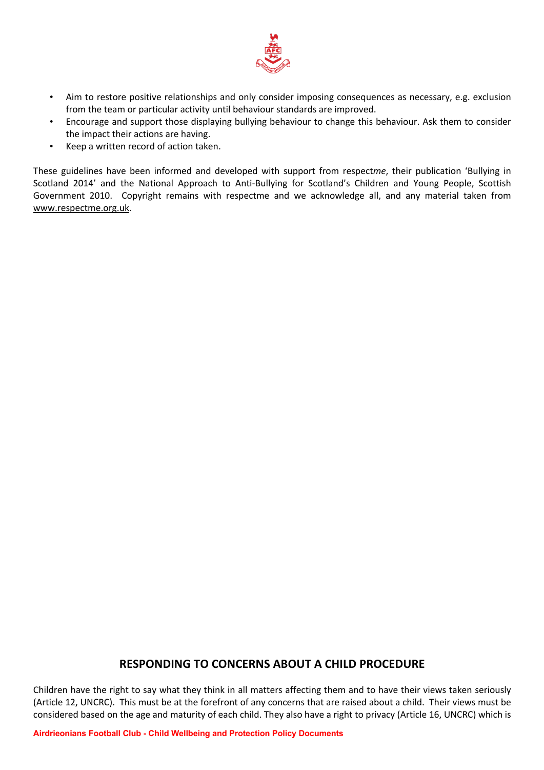- Aim to restore positive relationships and only consider imposing consequences as necessary, e.g. exclusion from the team or particular activity until behaviour standards are improved.
- Encourage and support those displaying bullying behaviour to change this behaviour. Ask them to consider the impact their actions are having.
- Keep a written record of action taken.

These guidelines have been informed and developed with support from respect*me*, their publication 'Bullying in Scotland 2014' and the National Approach to Anti-Bullying for Scotland's Children and Young People, Scottish Government 2010. Copyright remains with respectme and we acknowledge all, and any material taken from www.respectme.org.uk.

## RESPONDING TO CONCERNS ABOUT A CHILD PROCEDURE

Children have the right to say what they think in all matters affecting them and to have their views taken seriously (Article 12, UNCRC). This must be at the forefront of any concerns that are raised about a child. Their views must be considered based on the age and maturity of each child. They also have a right to privacy (Article 16, UNCRC) which is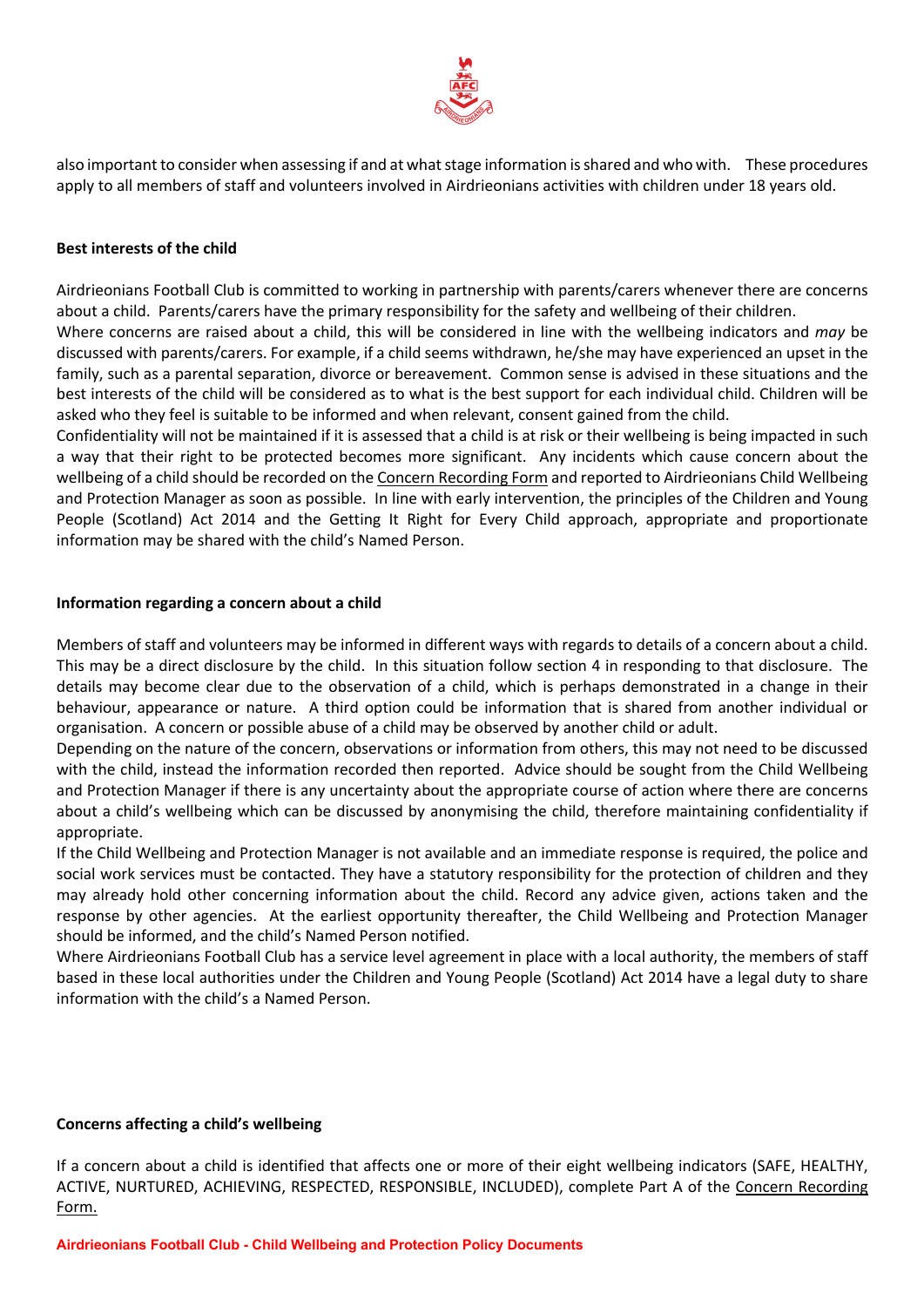also important to consider when assessing if and at what stage information is shared and who with. These procedures apply to all members of staff and volunteers involved in Airdrieonians activities with children under 18 years old.

**Best interests of the child**

Airdrieonians Football Club is committed to working in partnership with parents/carers whenever there are concerns about a child. Parents/carers have the primary responsibility for the safety and wellbeing of their children.
Where concerns are raised about a child, this will be considered in line with the wellbeing indicators and *may* be discussed with parents/carers. For example, if a child seems withdrawn, he/she may have experienced an upset in the family, such as a parental separation, divorce or bereavement. Common sense is advised in these situations and the best interests of the child will be considered as to what is the best support for each individual child. Children will be asked who they feel is suitable to be informed and when relevant, consent gained from the child.
Confidentiality will not be maintained if it is assessed that a child is at risk or their wellbeing is being impacted in such a way that their right to be protected becomes more significant. Any incidents which cause concern about the wellbeing of a child should be recorded on the Concern Recording Form and reported to Airdrieonians Child Wellbeing and Protection Manager as soon as possible. In line with early intervention, the principles of the Children and Young People (Scotland) Act 2014 and the Getting It Right for Every Child approach, appropriate and proportionate information may be shared with the child's Named Person.

**Information regarding a concern about a child**

Members of staff and volunteers may be informed in different ways with regards to details of a concern about a child. This may be a direct disclosure by the child. In this situation follow section 4 in responding to that disclosure. The details may become clear due to the observation of a child, which is perhaps demonstrated in a change in their behaviour, appearance or nature. A third option could be information that is shared from another individual or organisation. A concern or possible abuse of a child may be observed by another child or adult.
Depending on the nature of the concern, observations or information from others, this may not need to be discussed with the child, instead the information recorded then reported. Advice should be sought from the Child Wellbeing and Protection Manager if there is any uncertainty about the appropriate course of action where there are concerns about a child's wellbeing which can be discussed by anonymising the child, therefore maintaining confidentiality if appropriate.
If the Child Wellbeing and Protection Manager is not available and an immediate response is required, the police and social work services must be contacted. They have a statutory responsibility for the protection of children and they may already hold other concerning information about the child. Record any advice given, actions taken and the response by other agencies. At the earliest opportunity thereafter, the Child Wellbeing and Protection Manager should be informed, and the child's Named Person notified.
Where Airdrieonians Football Club has a service level agreement in place with a local authority, the members of staff based in these local authorities under the Children and Young People (Scotland) Act 2014 have a legal duty to share information with the child's a Named Person.

**Concerns affecting a child's wellbeing**

If a concern about a child is identified that affects one or more of their eight wellbeing indicators (SAFE, HEALTHY, ACTIVE, NURTURED, ACHIEVING, RESPECTED, RESPONSIBLE, INCLUDED), complete Part A of the Concern Recording Form.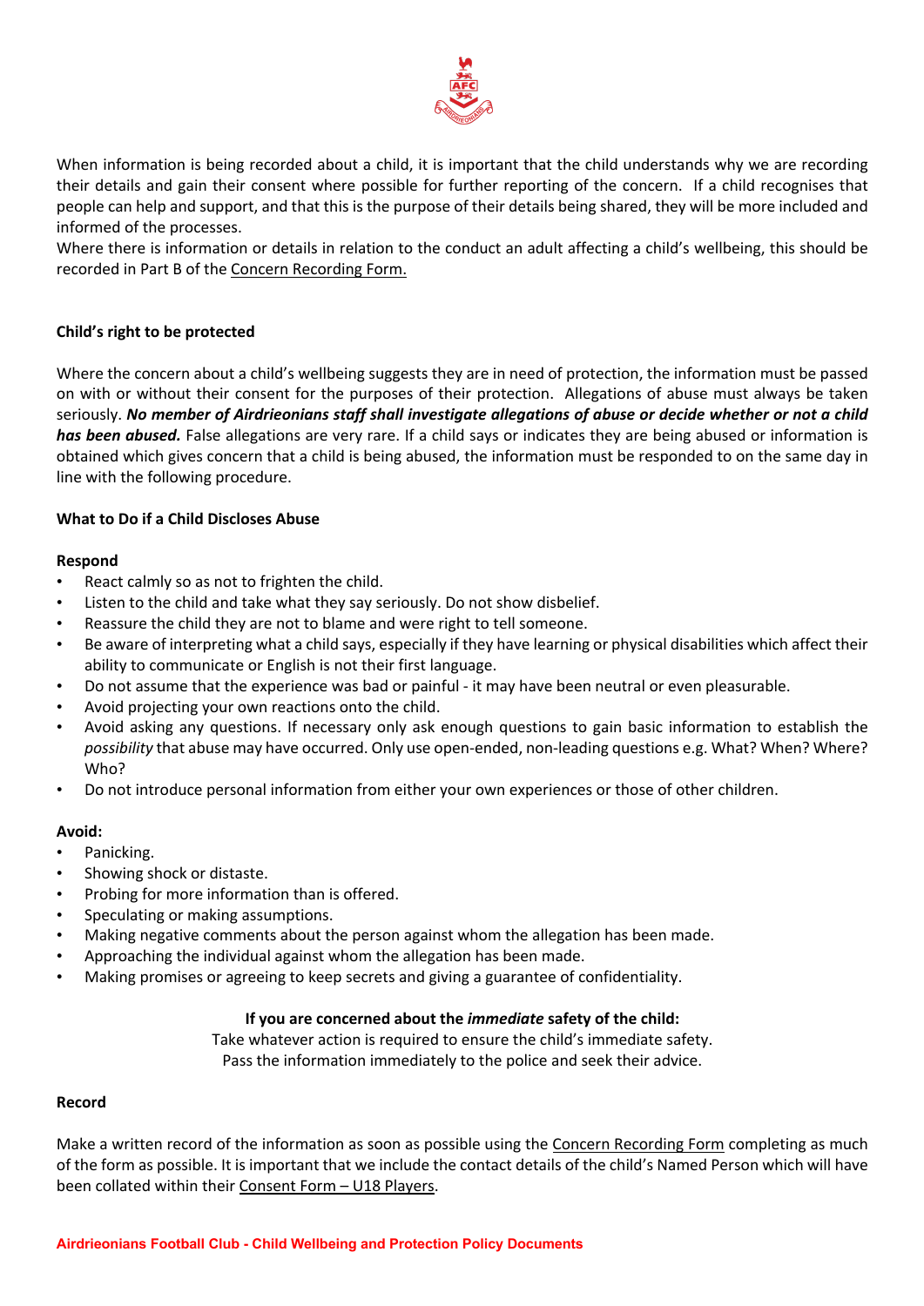When information is being recorded about a child, it is important that the child understands why we are recording their details and gain their consent where possible for further reporting of the concern. If a child recognises that people can help and support, and that this is the purpose of their details being shared, they will be more included and informed of the processes.

Where there is information or details in relation to the conduct an adult affecting a child's wellbeing, this should be recorded in Part B of the Concern Recording Form.

**Child's right to be protected**

Where the concern about a child's wellbeing suggests they are in need of protection, the information must be passed on with or without their consent for the purposes of their protection. Allegations of abuse must always be taken seriously. ***No member of Airdrieonians staff shall investigate allegations of abuse or decide whether or not a child has been abused.*** False allegations are very rare. If a child says or indicates they are being abused or information is obtained which gives concern that a child is being abused, the information must be responded to on the same day in line with the following procedure.

**What to Do if a Child Discloses Abuse**

**Respond**

- React calmly so as not to frighten the child.
- Listen to the child and take what they say seriously. Do not show disbelief.
- Reassure the child they are not to blame and were right to tell someone.
- Be aware of interpreting what a child says, especially if they have learning or physical disabilities which affect their ability to communicate or English is not their first language.
- Do not assume that the experience was bad or painful - it may have been neutral or even pleasurable.
- Avoid projecting your own reactions onto the child.
- Avoid asking any questions. If necessary only ask enough questions to gain basic information to establish the *possibility* that abuse may have occurred. Only use open-ended, non-leading questions e.g. What? When? Where? Who?
- Do not introduce personal information from either your own experiences or those of other children.

**Avoid:**

- Panicking.
- Showing shock or distaste.
- Probing for more information than is offered.
- Speculating or making assumptions.
- Making negative comments about the person against whom the allegation has been made.
- Approaching the individual against whom the allegation has been made.
- Making promises or agreeing to keep secrets and giving a guarantee of confidentiality.

**If you are concerned about the *immediate* safety of the child:**
Take whatever action is required to ensure the child's immediate safety.
Pass the information immediately to the police and seek their advice.

**Record**

Make a written record of the information as soon as possible using the Concern Recording Form completing as much of the form as possible. It is important that we include the contact details of the child's Named Person which will have been collated within their Consent Form – U18 Players.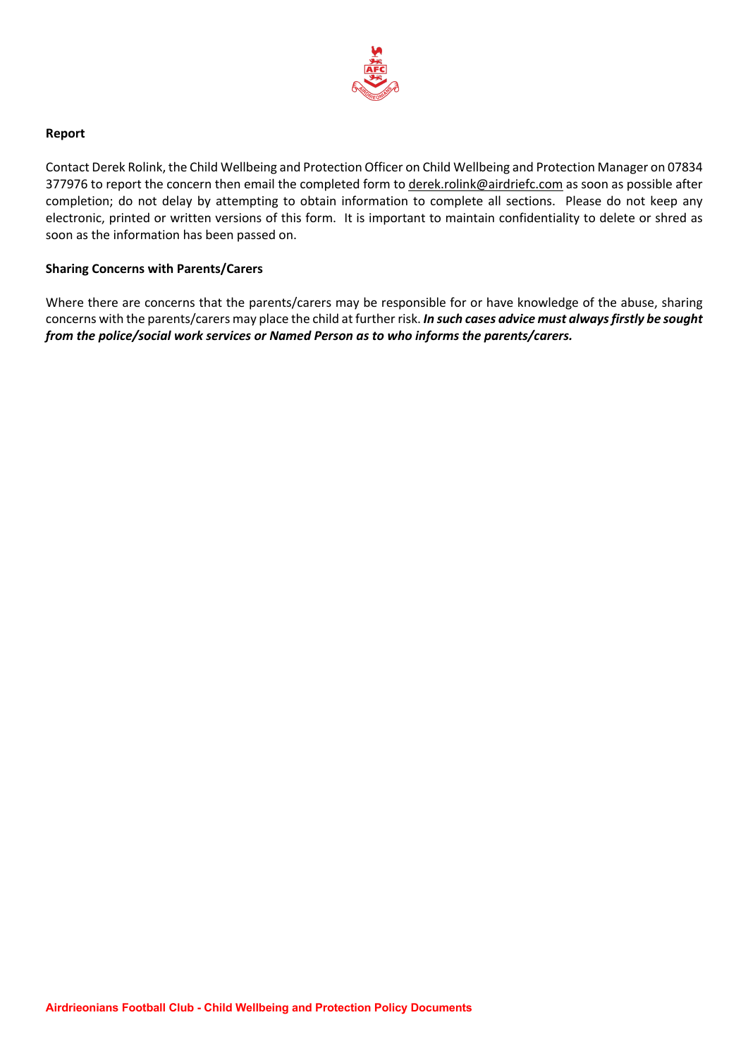**Report**

Contact Derek Rolink, the Child Wellbeing and Protection Officer on Child Wellbeing and Protection Manager on 07834 377976 to report the concern then email the completed form to derek.rolink@airdriefc.com as soon as possible after completion; do not delay by attempting to obtain information to complete all sections. Please do not keep any electronic, printed or written versions of this form. It is important to maintain confidentiality to delete or shred as soon as the information has been passed on.

**Sharing Concerns with Parents/Carers**

Where there are concerns that the parents/carers may be responsible for or have knowledge of the abuse, sharing concerns with the parents/carers may place the child at further risk. ***In such cases advice must always firstly be sought from the police/social work services or Named Person as to who informs the parents/carers.***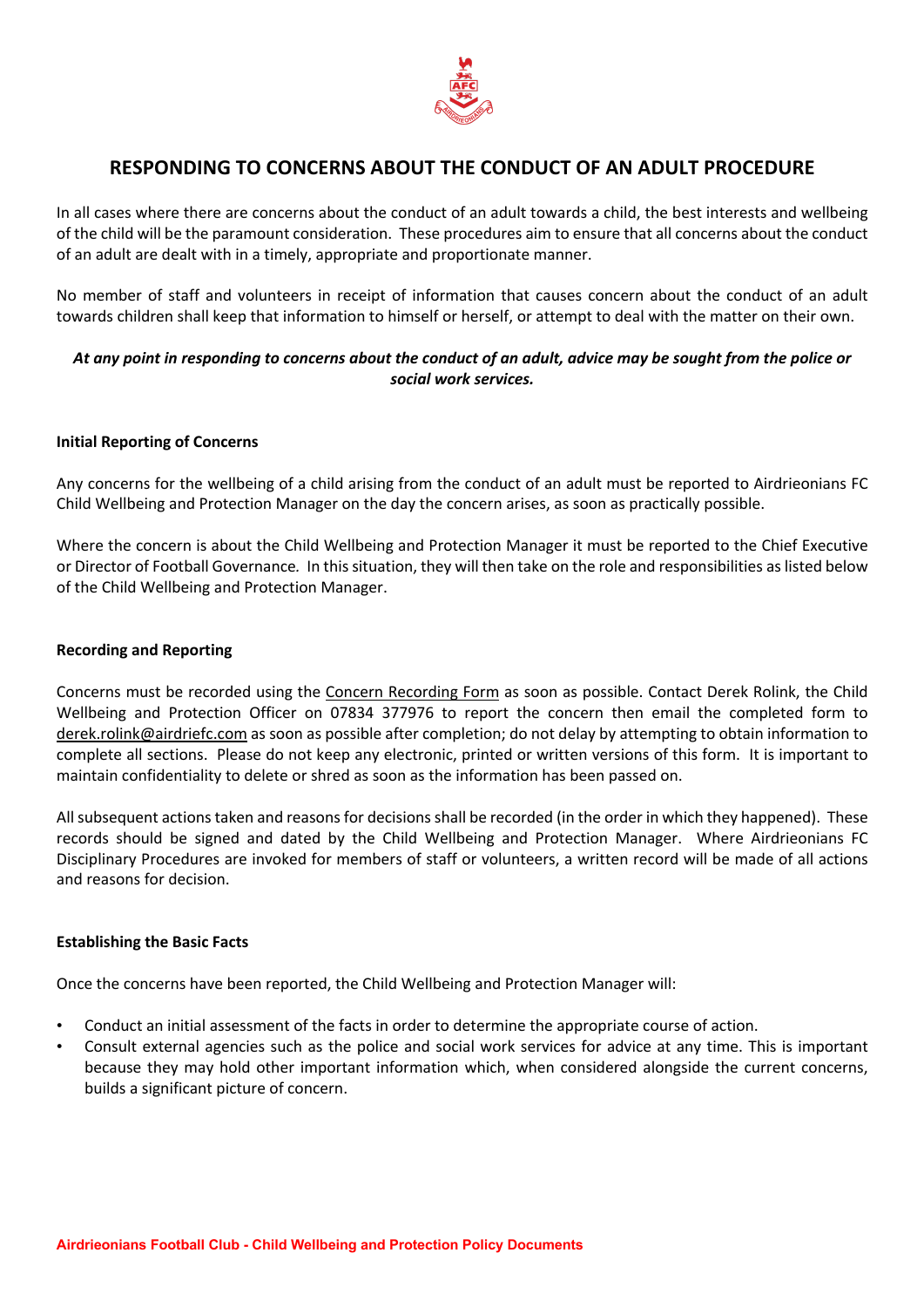# RESPONDING TO CONCERNS ABOUT THE CONDUCT OF AN ADULT PROCEDURE

In all cases where there are concerns about the conduct of an adult towards a child, the best interests and wellbeing of the child will be the paramount consideration. These procedures aim to ensure that all concerns about the conduct of an adult are dealt with in a timely, appropriate and proportionate manner.

No member of staff and volunteers in receipt of information that causes concern about the conduct of an adult towards children shall keep that information to himself or herself, or attempt to deal with the matter on their own.

***At any point in responding to concerns about the conduct of an adult, advice may be sought from the police or social work services.***

**Initial Reporting of Concerns**

Any concerns for the wellbeing of a child arising from the conduct of an adult must be reported to Airdrieonians FC Child Wellbeing and Protection Manager on the day the concern arises, as soon as practically possible.

Where the concern is about the Child Wellbeing and Protection Manager it must be reported to the Chief Executive or Director of Football Governance. In this situation, they will then take on the role and responsibilities as listed below of the Child Wellbeing and Protection Manager.

**Recording and Reporting**

Concerns must be recorded using the Concern Recording Form as soon as possible. Contact Derek Rolink, the Child Wellbeing and Protection Officer on 07834 377976 to report the concern then email the completed form to derek.rolink@airdriefc.com as soon as possible after completion; do not delay by attempting to obtain information to complete all sections. Please do not keep any electronic, printed or written versions of this form. It is important to maintain confidentiality to delete or shred as soon as the information has been passed on.

All subsequent actions taken and reasons for decisions shall be recorded (in the order in which they happened). These records should be signed and dated by the Child Wellbeing and Protection Manager. Where Airdrieonians FC Disciplinary Procedures are invoked for members of staff or volunteers, a written record will be made of all actions and reasons for decision.

**Establishing the Basic Facts**

Once the concerns have been reported, the Child Wellbeing and Protection Manager will:

- Conduct an initial assessment of the facts in order to determine the appropriate course of action.
- Consult external agencies such as the police and social work services for advice at any time. This is important because they may hold other important information which, when considered alongside the current concerns, builds a significant picture of concern.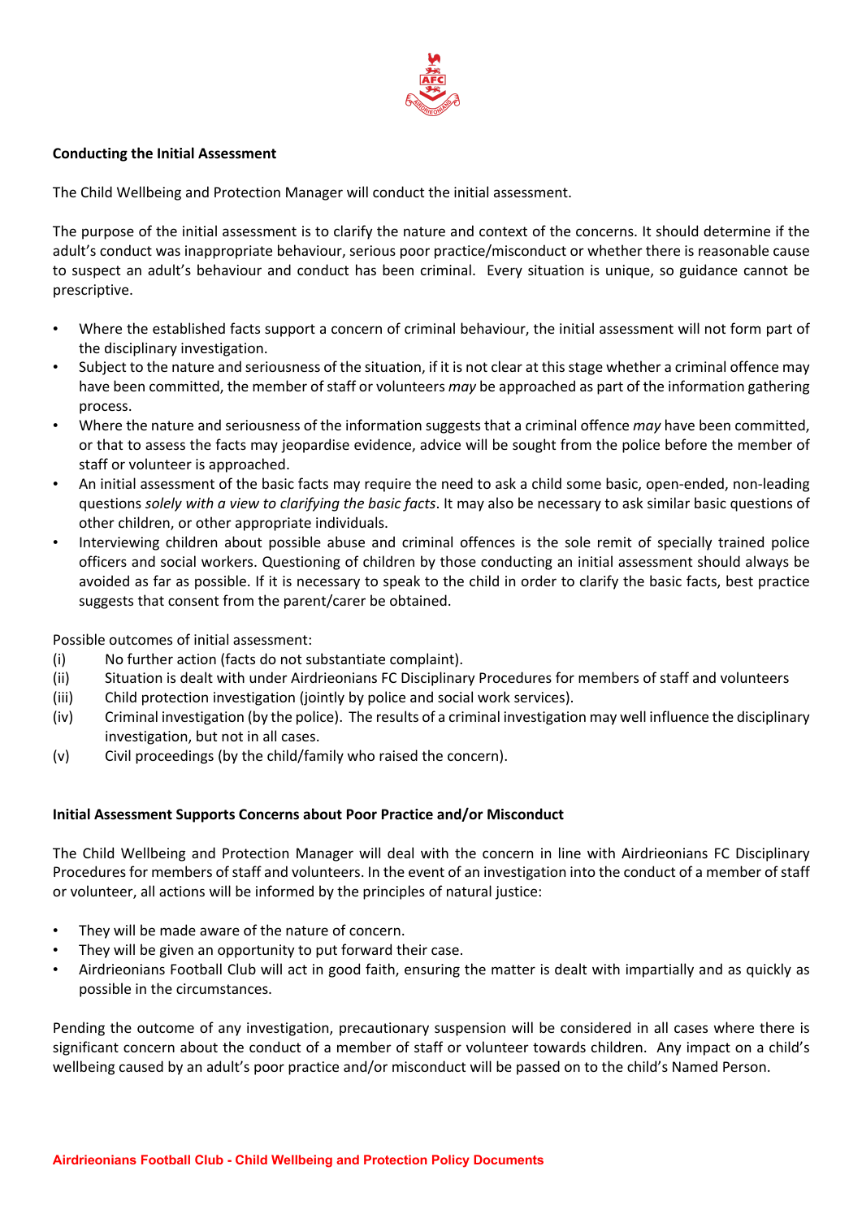**Conducting the Initial Assessment**

The Child Wellbeing and Protection Manager will conduct the initial assessment.

The purpose of the initial assessment is to clarify the nature and context of the concerns. It should determine if the adult's conduct was inappropriate behaviour, serious poor practice/misconduct or whether there is reasonable cause to suspect an adult's behaviour and conduct has been criminal. Every situation is unique, so guidance cannot be prescriptive.

- Where the established facts support a concern of criminal behaviour, the initial assessment will not form part of the disciplinary investigation.
- Subject to the nature and seriousness of the situation, if it is not clear at this stage whether a criminal offence may have been committed, the member of staff or volunteers *may* be approached as part of the information gathering process.
- Where the nature and seriousness of the information suggests that a criminal offence *may* have been committed, or that to assess the facts may jeopardise evidence, advice will be sought from the police before the member of staff or volunteer is approached.
- An initial assessment of the basic facts may require the need to ask a child some basic, open-ended, non-leading questions *solely with a view to clarifying the basic facts*. It may also be necessary to ask similar basic questions of other children, or other appropriate individuals.
- Interviewing children about possible abuse and criminal offences is the sole remit of specially trained police officers and social workers. Questioning of children by those conducting an initial assessment should always be avoided as far as possible. If it is necessary to speak to the child in order to clarify the basic facts, best practice suggests that consent from the parent/carer be obtained.

Possible outcomes of initial assessment:

(i) No further action (facts do not substantiate complaint).
(ii) Situation is dealt with under Airdrieonians FC Disciplinary Procedures for members of staff and volunteers
(iii) Child protection investigation (jointly by police and social work services).
(iv) Criminal investigation (by the police). The results of a criminal investigation may well influence the disciplinary investigation, but not in all cases.
(v) Civil proceedings (by the child/family who raised the concern).

**Initial Assessment Supports Concerns about Poor Practice and/or Misconduct**

The Child Wellbeing and Protection Manager will deal with the concern in line with Airdrieonians FC Disciplinary Procedures for members of staff and volunteers. In the event of an investigation into the conduct of a member of staff or volunteer, all actions will be informed by the principles of natural justice:

- They will be made aware of the nature of concern.
- They will be given an opportunity to put forward their case.
- Airdrieonians Football Club will act in good faith, ensuring the matter is dealt with impartially and as quickly as possible in the circumstances.

Pending the outcome of any investigation, precautionary suspension will be considered in all cases where there is significant concern about the conduct of a member of staff or volunteer towards children. Any impact on a child's wellbeing caused by an adult's poor practice and/or misconduct will be passed on to the child's Named Person.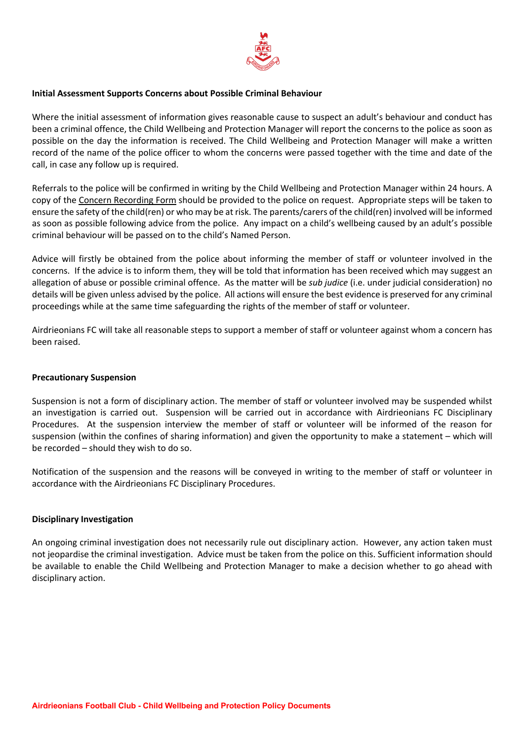**Initial Assessment Supports Concerns about Possible Criminal Behaviour**

Where the initial assessment of information gives reasonable cause to suspect an adult's behaviour and conduct has been a criminal offence, the Child Wellbeing and Protection Manager will report the concerns to the police as soon as possible on the day the information is received. The Child Wellbeing and Protection Manager will make a written record of the name of the police officer to whom the concerns were passed together with the time and date of the call, in case any follow up is required.

Referrals to the police will be confirmed in writing by the Child Wellbeing and Protection Manager within 24 hours. A copy of the Concern Recording Form should be provided to the police on request. Appropriate steps will be taken to ensure the safety of the child(ren) or who may be at risk. The parents/carers of the child(ren) involved will be informed as soon as possible following advice from the police. Any impact on a child's wellbeing caused by an adult's possible criminal behaviour will be passed on to the child's Named Person.

Advice will firstly be obtained from the police about informing the member of staff or volunteer involved in the concerns. If the advice is to inform them, they will be told that information has been received which may suggest an allegation of abuse or possible criminal offence. As the matter will be *sub judice* (i.e. under judicial consideration) no details will be given unless advised by the police. All actions will ensure the best evidence is preserved for any criminal proceedings while at the same time safeguarding the rights of the member of staff or volunteer.

Airdrieonians FC will take all reasonable steps to support a member of staff or volunteer against whom a concern has been raised.

**Precautionary Suspension**

Suspension is not a form of disciplinary action. The member of staff or volunteer involved may be suspended whilst an investigation is carried out. Suspension will be carried out in accordance with Airdrieonians FC Disciplinary Procedures. At the suspension interview the member of staff or volunteer will be informed of the reason for suspension (within the confines of sharing information) and given the opportunity to make a statement – which will be recorded – should they wish to do so.

Notification of the suspension and the reasons will be conveyed in writing to the member of staff or volunteer in accordance with the Airdrieonians FC Disciplinary Procedures.

**Disciplinary Investigation**

An ongoing criminal investigation does not necessarily rule out disciplinary action. However, any action taken must not jeopardise the criminal investigation. Advice must be taken from the police on this. Sufficient information should be available to enable the Child Wellbeing and Protection Manager to make a decision whether to go ahead with disciplinary action.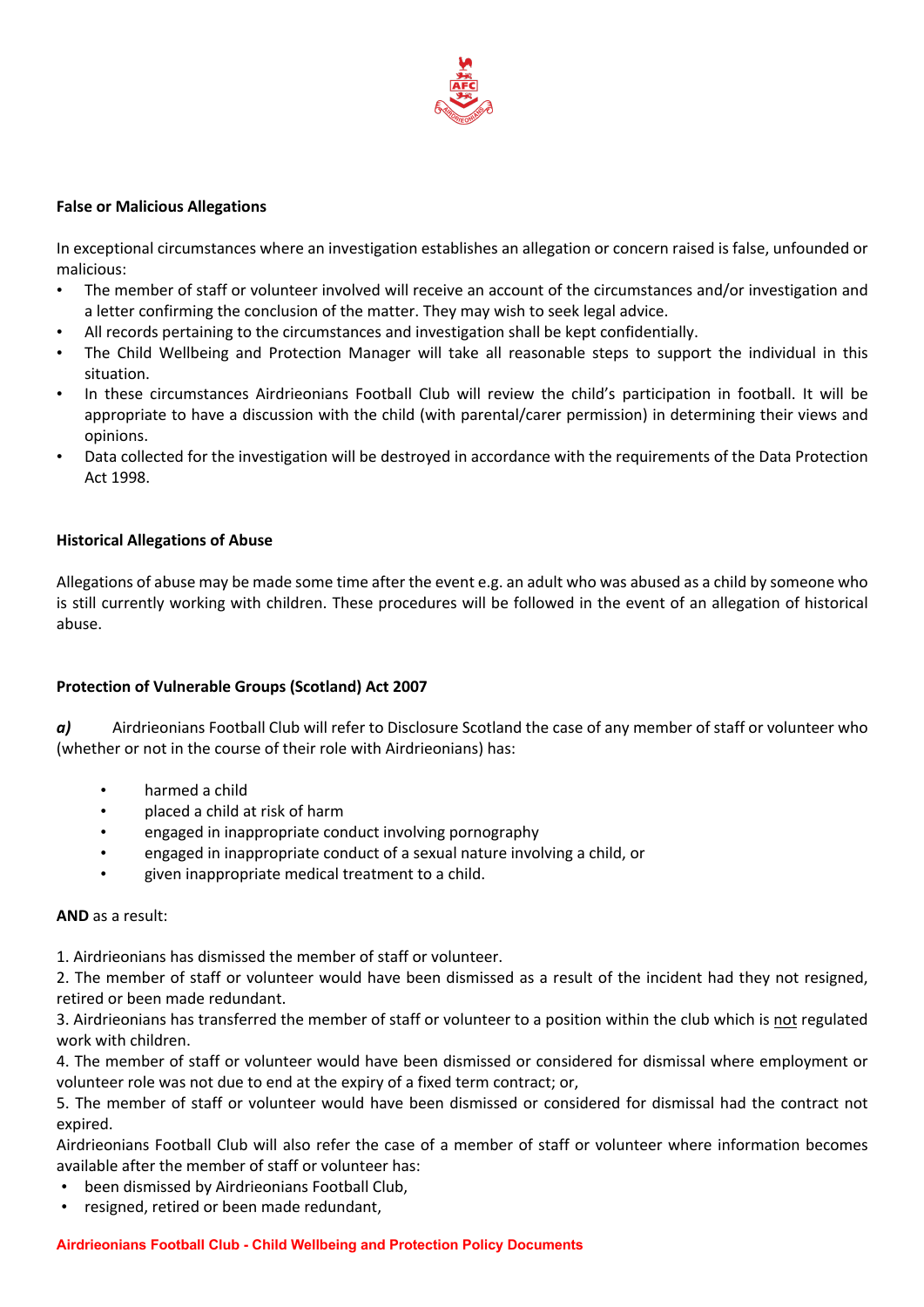**False or Malicious Allegations**

In exceptional circumstances where an investigation establishes an allegation or concern raised is false, unfounded or malicious:

- The member of staff or volunteer involved will receive an account of the circumstances and/or investigation and a letter confirming the conclusion of the matter. They may wish to seek legal advice.
- All records pertaining to the circumstances and investigation shall be kept confidentially.
- The Child Wellbeing and Protection Manager will take all reasonable steps to support the individual in this situation.
- In these circumstances Airdrieonians Football Club will review the child's participation in football. It will be appropriate to have a discussion with the child (with parental/carer permission) in determining their views and opinions.
- Data collected for the investigation will be destroyed in accordance with the requirements of the Data Protection Act 1998.

**Historical Allegations of Abuse**

Allegations of abuse may be made some time after the event e.g. an adult who was abused as a child by someone who is still currently working with children. These procedures will be followed in the event of an allegation of historical abuse.

**Protection of Vulnerable Groups (Scotland) Act 2007**

***a)*** Airdrieonians Football Club will refer to Disclosure Scotland the case of any member of staff or volunteer who (whether or not in the course of their role with Airdrieonians) has:

- harmed a child
- placed a child at risk of harm
- engaged in inappropriate conduct involving pornography
- engaged in inappropriate conduct of a sexual nature involving a child, or
- given inappropriate medical treatment to a child.

**AND** as a result:

1. Airdrieonians has dismissed the member of staff or volunteer.
2. The member of staff or volunteer would have been dismissed as a result of the incident had they not resigned, retired or been made redundant.
3. Airdrieonians has transferred the member of staff or volunteer to a position within the club which is not regulated work with children.
4. The member of staff or volunteer would have been dismissed or considered for dismissal where employment or volunteer role was not due to end at the expiry of a fixed term contract; or,
5. The member of staff or volunteer would have been dismissed or considered for dismissal had the contract not expired.

Airdrieonians Football Club will also refer the case of a member of staff or volunteer where information becomes available after the member of staff or volunteer has:

- been dismissed by Airdrieonians Football Club,
- resigned, retired or been made redundant,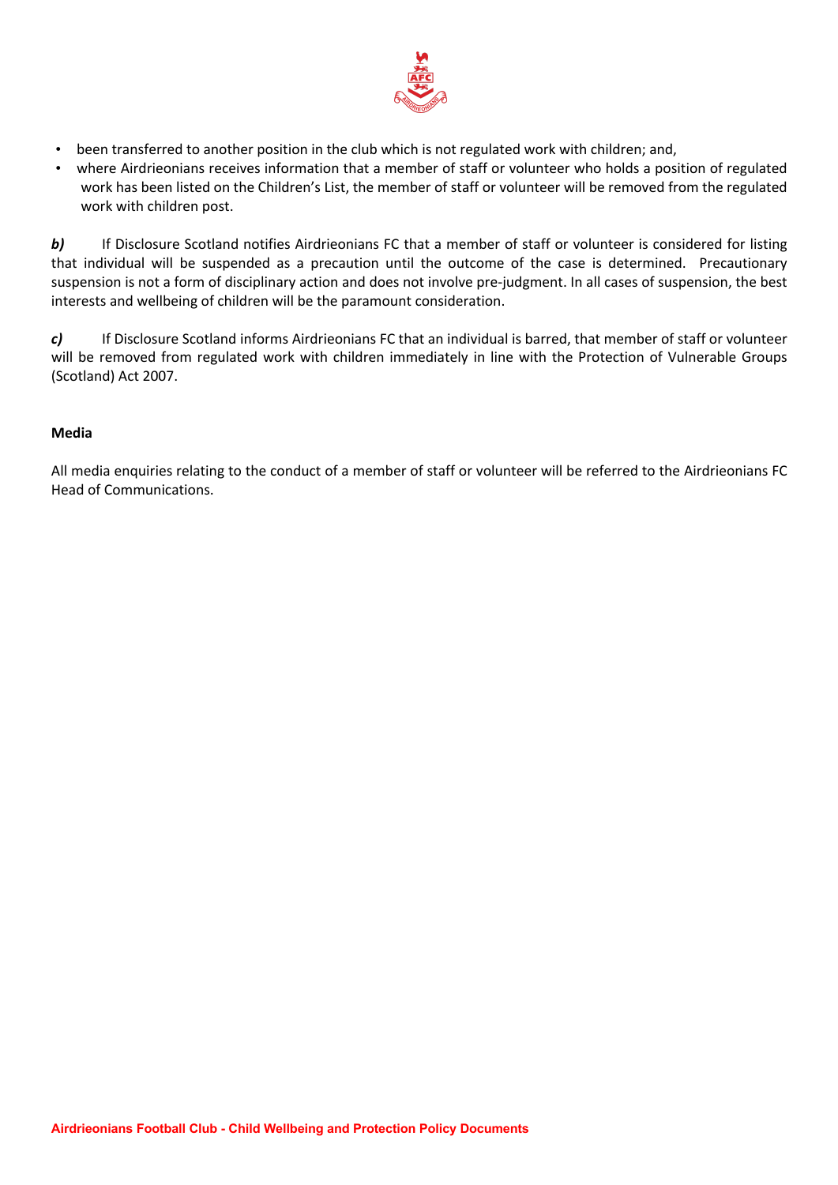- been transferred to another position in the club which is not regulated work with children; and,
- where Airdrieonians receives information that a member of staff or volunteer who holds a position of regulated work has been listed on the Children's List, the member of staff or volunteer will be removed from the regulated work with children post.

***b)*** If Disclosure Scotland notifies Airdrieonians FC that a member of staff or volunteer is considered for listing that individual will be suspended as a precaution until the outcome of the case is determined. Precautionary suspension is not a form of disciplinary action and does not involve pre-judgment. In all cases of suspension, the best interests and wellbeing of children will be the paramount consideration.

***c)*** If Disclosure Scotland informs Airdrieonians FC that an individual is barred, that member of staff or volunteer will be removed from regulated work with children immediately in line with the Protection of Vulnerable Groups (Scotland) Act 2007.

**Media**

All media enquiries relating to the conduct of a member of staff or volunteer will be referred to the Airdrieonians FC Head of Communications.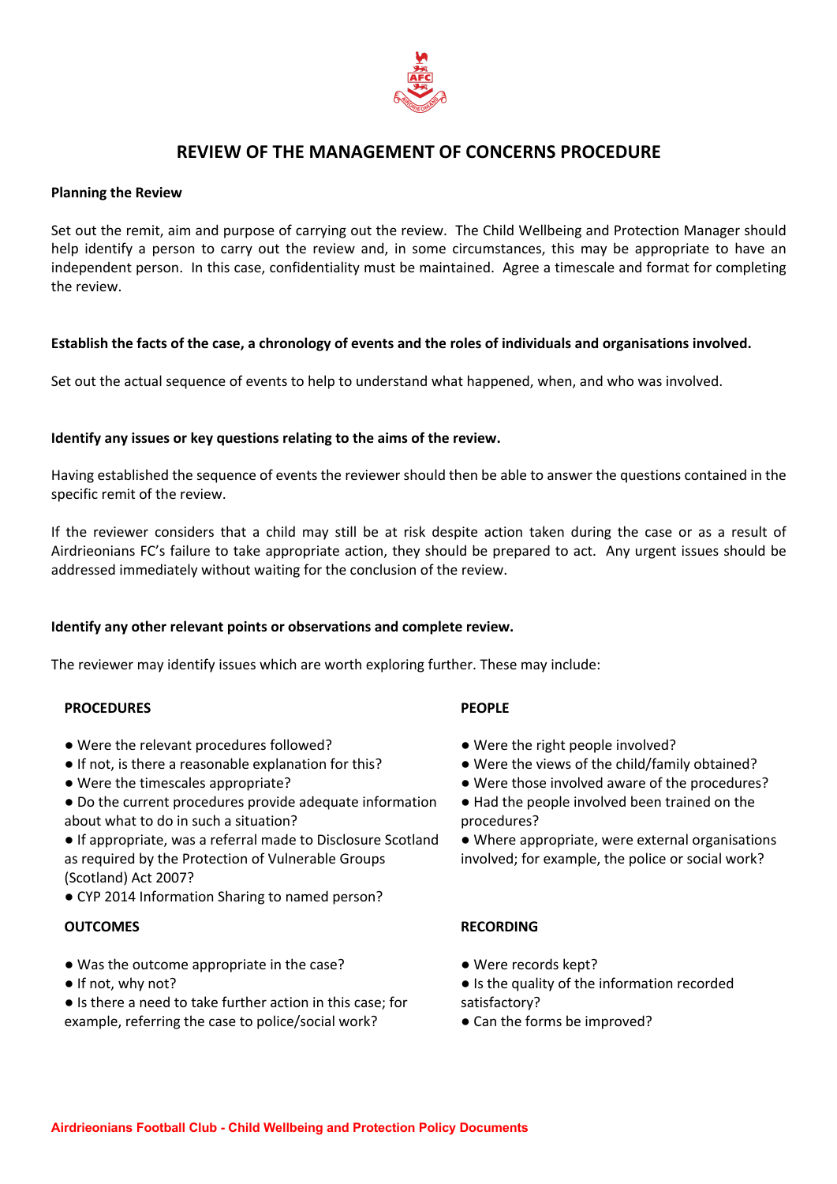# REVIEW OF THE MANAGEMENT OF CONCERNS PROCEDURE

**Planning the Review**

Set out the remit, aim and purpose of carrying out the review. The Child Wellbeing and Protection Manager should help identify a person to carry out the review and, in some circumstances, this may be appropriate to have an independent person. In this case, confidentiality must be maintained. Agree a timescale and format for completing the review.

**Establish the facts of the case, a chronology of events and the roles of individuals and organisations involved.**

Set out the actual sequence of events to help to understand what happened, when, and who was involved.

**Identify any issues or key questions relating to the aims of the review.**

Having established the sequence of events the reviewer should then be able to answer the questions contained in the specific remit of the review.

If the reviewer considers that a child may still be at risk despite action taken during the case or as a result of Airdrieonians FC's failure to take appropriate action, they should be prepared to act. Any urgent issues should be addressed immediately without waiting for the conclusion of the review.

**Identify any other relevant points or observations and complete review.**

The reviewer may identify issues which are worth exploring further. These may include:

**PROCEDURES**

- Were the relevant procedures followed?
- If not, is there a reasonable explanation for this?
- Were the timescales appropriate?
- Do the current procedures provide adequate information about what to do in such a situation?
- If appropriate, was a referral made to Disclosure Scotland as required by the Protection of Vulnerable Groups (Scotland) Act 2007?
- CYP 2014 Information Sharing to named person?

**PEOPLE**

- Were the right people involved?
- Were the views of the child/family obtained?
- Were those involved aware of the procedures?
- Had the people involved been trained on the procedures?
- Where appropriate, were external organisations involved; for example, the police or social work?

**OUTCOMES**

- Was the outcome appropriate in the case?
- If not, why not?
- Is there a need to take further action in this case; for example, referring the case to police/social work?

**RECORDING**

- Were records kept?
- Is the quality of the information recorded satisfactory?
- Can the forms be improved?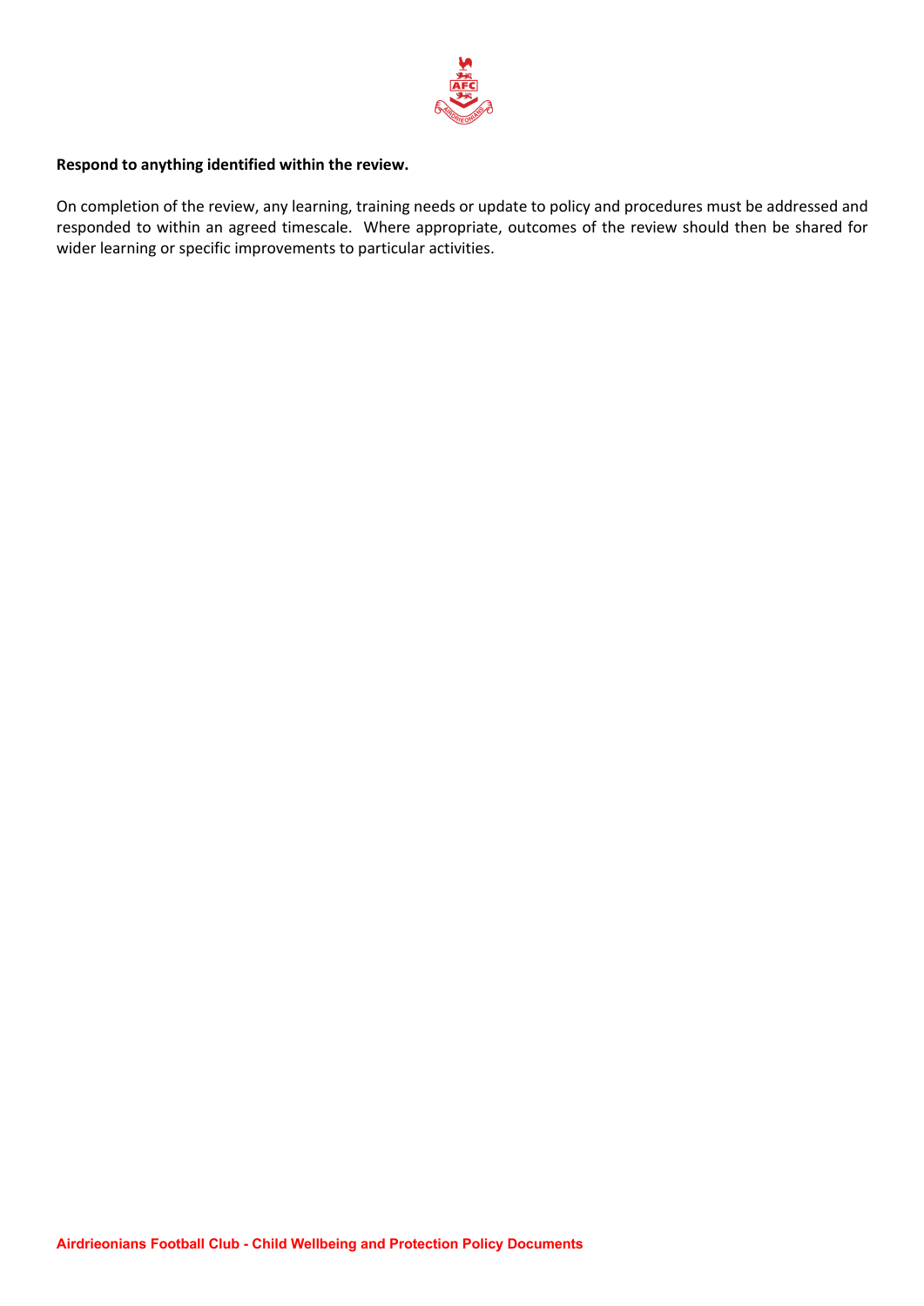**Respond to anything identified within the review.**

On completion of the review, any learning, training needs or update to policy and procedures must be addressed and responded to within an agreed timescale. Where appropriate, outcomes of the review should then be shared for wider learning or specific improvements to particular activities.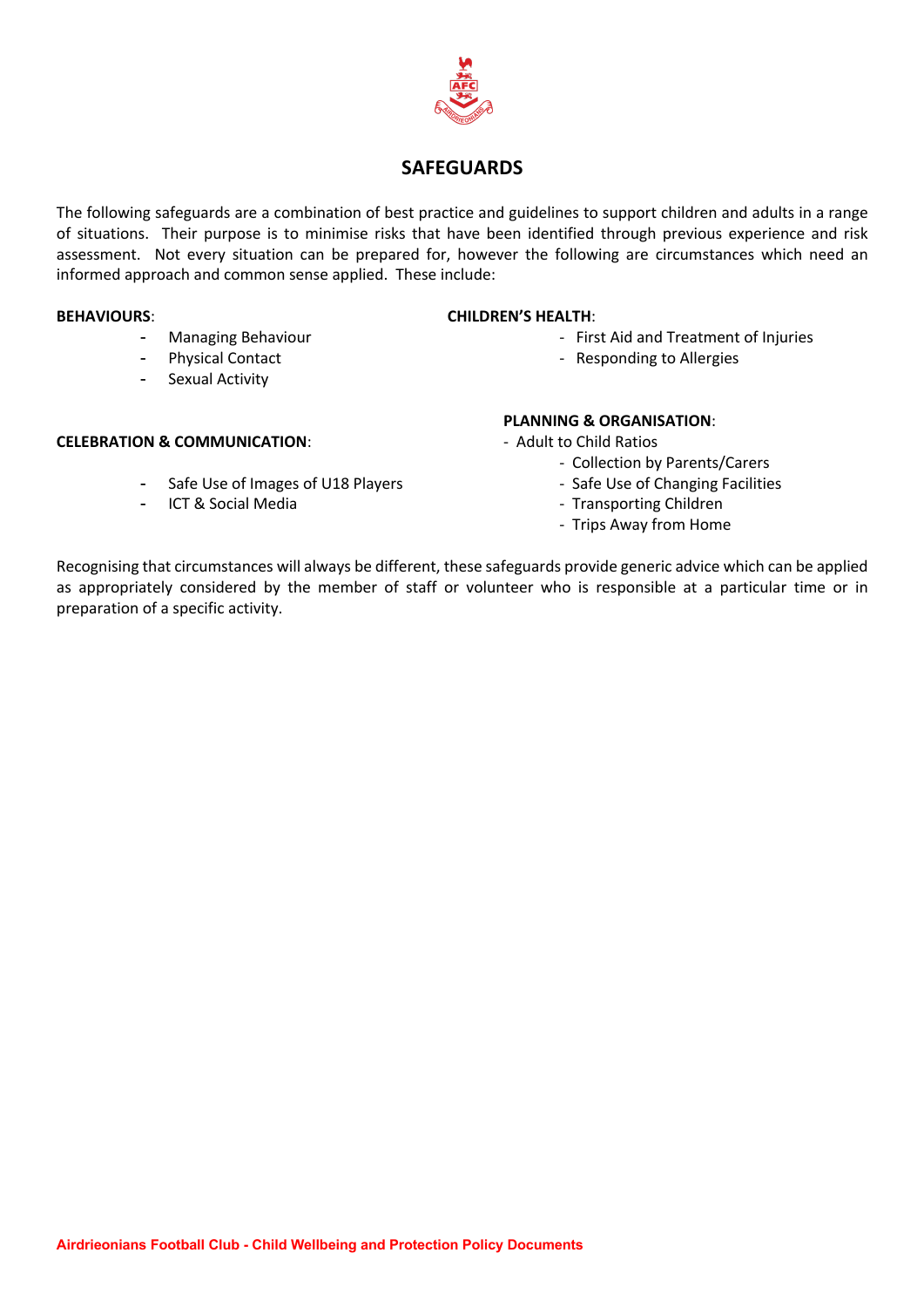## SAFEGUARDS

The following safeguards are a combination of best practice and guidelines to support children and adults in a range of situations. Their purpose is to minimise risks that have been identified through previous experience and risk assessment. Not every situation can be prepared for, however the following are circumstances which need an informed approach and common sense applied. These include:

**BEHAVIOURS**:

- Managing Behaviour
- Physical Contact
- Sexual Activity

**CHILDREN'S HEALTH**:

- First Aid and Treatment of Injuries
- Responding to Allergies

**CELEBRATION & COMMUNICATION**:

- Safe Use of Images of U18 Players
- ICT & Social Media

**PLANNING & ORGANISATION**:

- Adult to Child Ratios
- Collection by Parents/Carers
- Safe Use of Changing Facilities
- Transporting Children
- Trips Away from Home

Recognising that circumstances will always be different, these safeguards provide generic advice which can be applied as appropriately considered by the member of staff or volunteer who is responsible at a particular time or in preparation of a specific activity.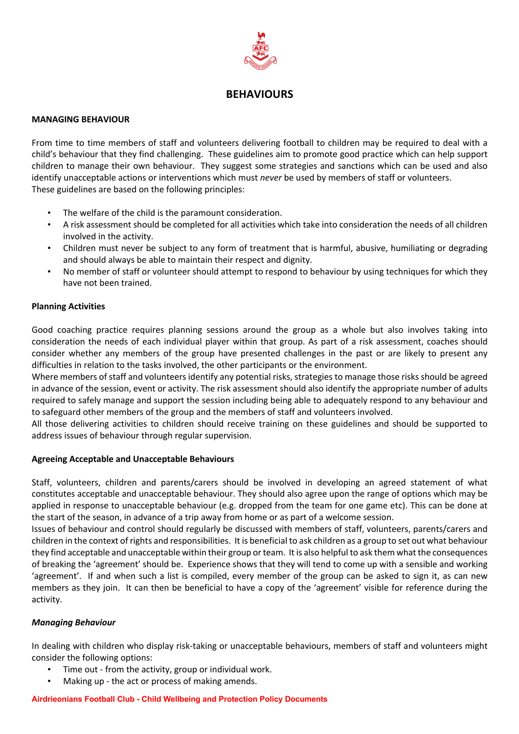# BEHAVIOURS

## MANAGING BEHAVIOUR

From time to time members of staff and volunteers delivering football to children may be required to deal with a child's behaviour that they find challenging. These guidelines aim to promote good practice which can help support children to manage their own behaviour. They suggest some strategies and sanctions which can be used and also identify unacceptable actions or interventions which must *never* be used by members of staff or volunteers.
These guidelines are based on the following principles:

- The welfare of the child is the paramount consideration.
- A risk assessment should be completed for all activities which take into consideration the needs of all children involved in the activity.
- Children must never be subject to any form of treatment that is harmful, abusive, humiliating or degrading and should always be able to maintain their respect and dignity.
- No member of staff or volunteer should attempt to respond to behaviour by using techniques for which they have not been trained.

### Planning Activities

Good coaching practice requires planning sessions around the group as a whole but also involves taking into consideration the needs of each individual player within that group. As part of a risk assessment, coaches should consider whether any members of the group have presented challenges in the past or are likely to present any difficulties in relation to the tasks involved, the other participants or the environment.
Where members of staff and volunteers identify any potential risks, strategies to manage those risks should be agreed in advance of the session, event or activity. The risk assessment should also identify the appropriate number of adults required to safely manage and support the session including being able to adequately respond to any behaviour and to safeguard other members of the group and the members of staff and volunteers involved.
All those delivering activities to children should receive training on these guidelines and should be supported to address issues of behaviour through regular supervision.

### Agreeing Acceptable and Unacceptable Behaviours

Staff, volunteers, children and parents/carers should be involved in developing an agreed statement of what constitutes acceptable and unacceptable behaviour. They should also agree upon the range of options which may be applied in response to unacceptable behaviour (e.g. dropped from the team for one game etc). This can be done at the start of the season, in advance of a trip away from home or as part of a welcome session.
Issues of behaviour and control should regularly be discussed with members of staff, volunteers, parents/carers and children in the context of rights and responsibilities. It is beneficial to ask children as a group to set out what behaviour they find acceptable and unacceptable within their group or team. It is also helpful to ask them what the consequences of breaking the 'agreement' should be. Experience shows that they will tend to come up with a sensible and working 'agreement'. If and when such a list is compiled, every member of the group can be asked to sign it, as can new members as they join. It can then be beneficial to have a copy of the 'agreement' visible for reference during the activity.

#### *Managing Behaviour*

In dealing with children who display risk-taking or unacceptable behaviours, members of staff and volunteers might consider the following options:

- Time out - from the activity, group or individual work.
- Making up - the act or process of making amends.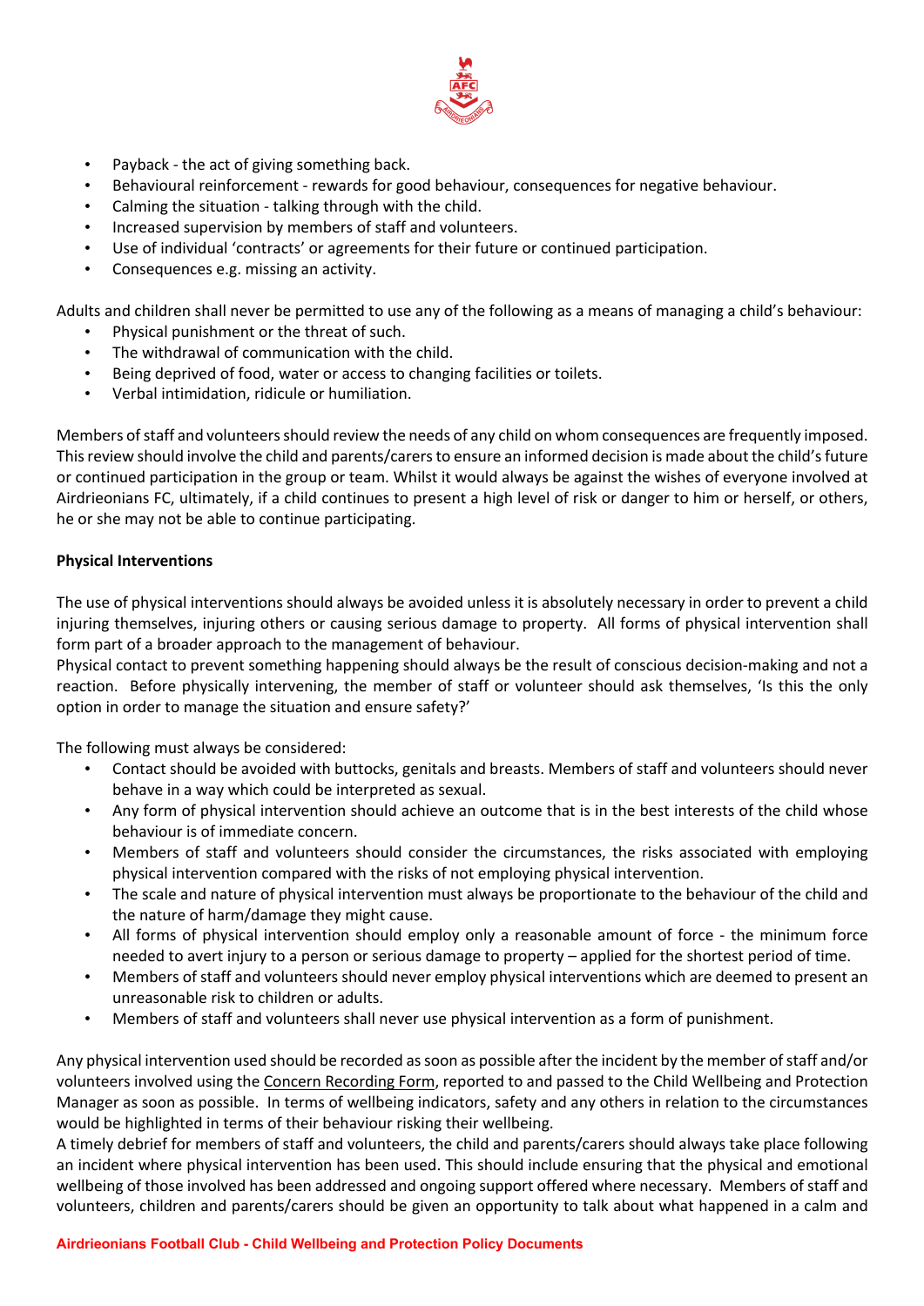- Payback - the act of giving something back.
- Behavioural reinforcement - rewards for good behaviour, consequences for negative behaviour.
- Calming the situation - talking through with the child.
- Increased supervision by members of staff and volunteers.
- Use of individual 'contracts' or agreements for their future or continued participation.
- Consequences e.g. missing an activity.

Adults and children shall never be permitted to use any of the following as a means of managing a child's behaviour:

- Physical punishment or the threat of such.
- The withdrawal of communication with the child.
- Being deprived of food, water or access to changing facilities or toilets.
- Verbal intimidation, ridicule or humiliation.

Members of staff and volunteers should review the needs of any child on whom consequences are frequently imposed. This review should involve the child and parents/carers to ensure an informed decision is made about the child's future or continued participation in the group or team. Whilst it would always be against the wishes of everyone involved at Airdrieonians FC, ultimately, if a child continues to present a high level of risk or danger to him or herself, or others, he or she may not be able to continue participating.

**Physical Interventions**

The use of physical interventions should always be avoided unless it is absolutely necessary in order to prevent a child injuring themselves, injuring others or causing serious damage to property. All forms of physical intervention shall form part of a broader approach to the management of behaviour.
Physical contact to prevent something happening should always be the result of conscious decision-making and not a reaction. Before physically intervening, the member of staff or volunteer should ask themselves, 'Is this the only option in order to manage the situation and ensure safety?'

The following must always be considered:

- Contact should be avoided with buttocks, genitals and breasts. Members of staff and volunteers should never behave in a way which could be interpreted as sexual.
- Any form of physical intervention should achieve an outcome that is in the best interests of the child whose behaviour is of immediate concern.
- Members of staff and volunteers should consider the circumstances, the risks associated with employing physical intervention compared with the risks of not employing physical intervention.
- The scale and nature of physical intervention must always be proportionate to the behaviour of the child and the nature of harm/damage they might cause.
- All forms of physical intervention should employ only a reasonable amount of force - the minimum force needed to avert injury to a person or serious damage to property – applied for the shortest period of time.
- Members of staff and volunteers should never employ physical interventions which are deemed to present an unreasonable risk to children or adults.
- Members of staff and volunteers shall never use physical intervention as a form of punishment.

Any physical intervention used should be recorded as soon as possible after the incident by the member of staff and/or volunteers involved using the Concern Recording Form, reported to and passed to the Child Wellbeing and Protection Manager as soon as possible. In terms of wellbeing indicators, safety and any others in relation to the circumstances would be highlighted in terms of their behaviour risking their wellbeing.
A timely debrief for members of staff and volunteers, the child and parents/carers should always take place following an incident where physical intervention has been used. This should include ensuring that the physical and emotional wellbeing of those involved has been addressed and ongoing support offered where necessary. Members of staff and volunteers, children and parents/carers should be given an opportunity to talk about what happened in a calm and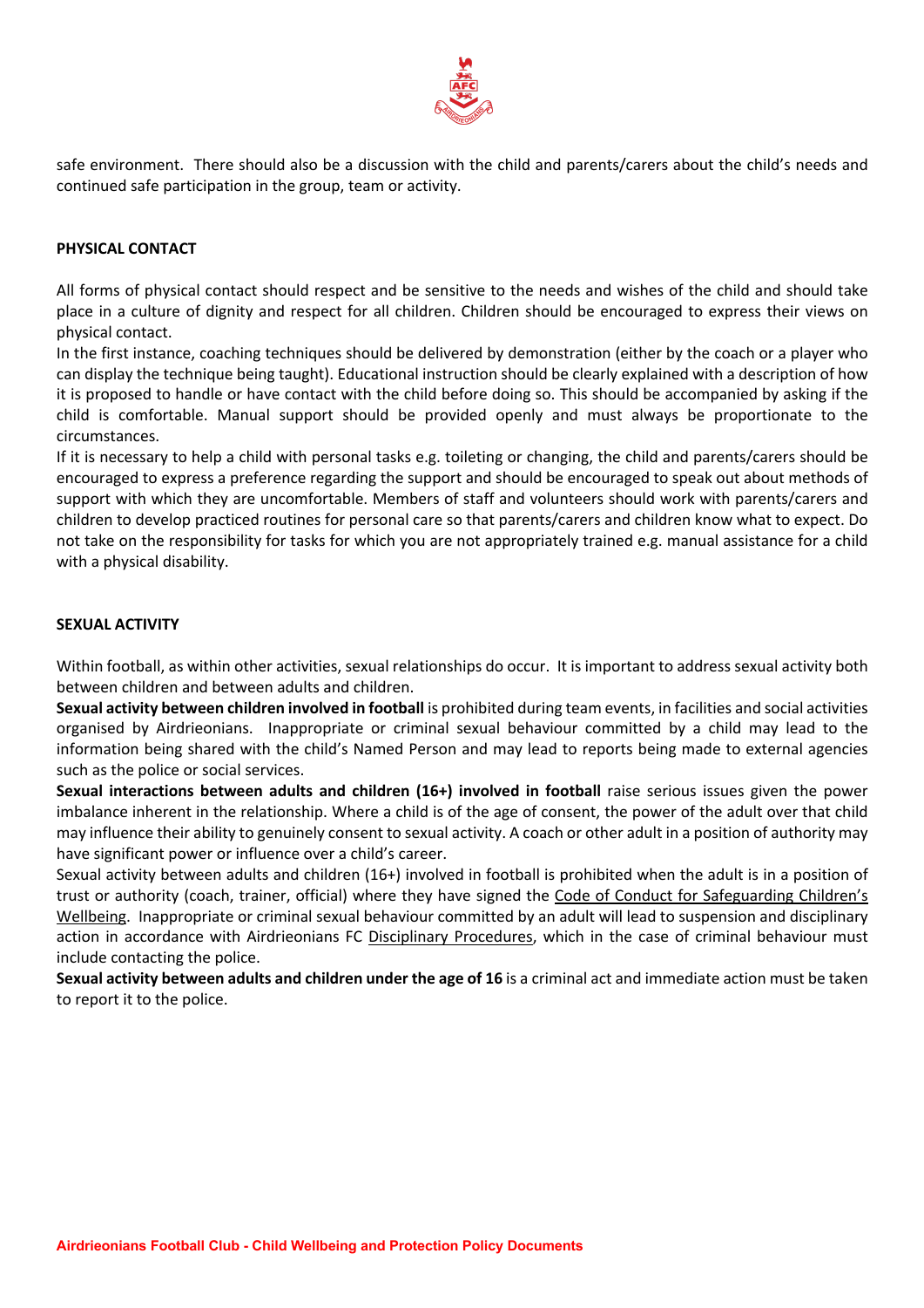safe environment. There should also be a discussion with the child and parents/carers about the child's needs and continued safe participation in the group, team or activity.

**PHYSICAL CONTACT**

All forms of physical contact should respect and be sensitive to the needs and wishes of the child and should take place in a culture of dignity and respect for all children. Children should be encouraged to express their views on physical contact.

In the first instance, coaching techniques should be delivered by demonstration (either by the coach or a player who can display the technique being taught). Educational instruction should be clearly explained with a description of how it is proposed to handle or have contact with the child before doing so. This should be accompanied by asking if the child is comfortable. Manual support should be provided openly and must always be proportionate to the circumstances.

If it is necessary to help a child with personal tasks e.g. toileting or changing, the child and parents/carers should be encouraged to express a preference regarding the support and should be encouraged to speak out about methods of support with which they are uncomfortable. Members of staff and volunteers should work with parents/carers and children to develop practiced routines for personal care so that parents/carers and children know what to expect. Do not take on the responsibility for tasks for which you are not appropriately trained e.g. manual assistance for a child with a physical disability.

**SEXUAL ACTIVITY**

Within football, as within other activities, sexual relationships do occur. It is important to address sexual activity both between children and between adults and children.

**Sexual activity between children involved in football** is prohibited during team events, in facilities and social activities organised by Airdrieonians. Inappropriate or criminal sexual behaviour committed by a child may lead to the information being shared with the child's Named Person and may lead to reports being made to external agencies such as the police or social services.

**Sexual interactions between adults and children (16+) involved in football** raise serious issues given the power imbalance inherent in the relationship. Where a child is of the age of consent, the power of the adult over that child may influence their ability to genuinely consent to sexual activity. A coach or other adult in a position of authority may have significant power or influence over a child's career.

Sexual activity between adults and children (16+) involved in football is prohibited when the adult is in a position of trust or authority (coach, trainer, official) where they have signed the Code of Conduct for Safeguarding Children's Wellbeing. Inappropriate or criminal sexual behaviour committed by an adult will lead to suspension and disciplinary action in accordance with Airdrieonians FC Disciplinary Procedures, which in the case of criminal behaviour must include contacting the police.

**Sexual activity between adults and children under the age of 16** is a criminal act and immediate action must be taken to report it to the police.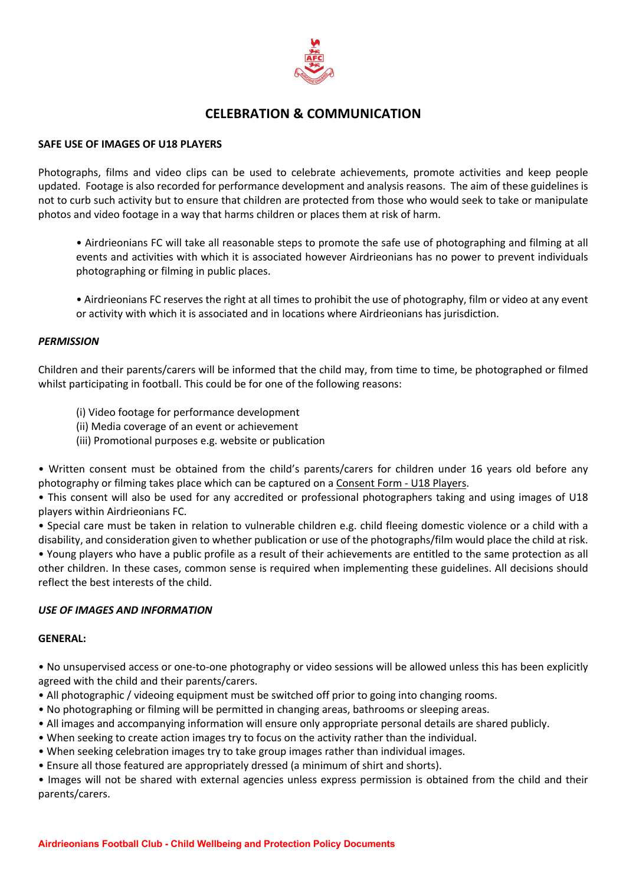# CELEBRATION & COMMUNICATION

**SAFE USE OF IMAGES OF U18 PLAYERS**

Photographs, films and video clips can be used to celebrate achievements, promote activities and keep people updated. Footage is also recorded for performance development and analysis reasons. The aim of these guidelines is not to curb such activity but to ensure that children are protected from those who would seek to take or manipulate photos and video footage in a way that harms children or places them at risk of harm.

- Airdrieonians FC will take all reasonable steps to promote the safe use of photographing and filming at all events and activities with which it is associated however Airdrieonians has no power to prevent individuals photographing or filming in public places.

- Airdrieonians FC reserves the right at all times to prohibit the use of photography, film or video at any event or activity with which it is associated and in locations where Airdrieonians has jurisdiction.

***PERMISSION***

Children and their parents/carers will be informed that the child may, from time to time, be photographed or filmed whilst participating in football. This could be for one of the following reasons:

(i) Video footage for performance development
(ii) Media coverage of an event or achievement
(iii) Promotional purposes e.g. website or publication

- Written consent must be obtained from the child's parents/carers for children under 16 years old before any photography or filming takes place which can be captured on a Consent Form - U18 Players.
- This consent will also be used for any accredited or professional photographers taking and using images of U18 players within Airdrieonians FC.
- Special care must be taken in relation to vulnerable children e.g. child fleeing domestic violence or a child with a disability, and consideration given to whether publication or use of the photographs/film would place the child at risk.
- Young players who have a public profile as a result of their achievements are entitled to the same protection as all other children. In these cases, common sense is required when implementing these guidelines. All decisions should reflect the best interests of the child.

***USE OF IMAGES AND INFORMATION***

**GENERAL:**

- No unsupervised access or one-to-one photography or video sessions will be allowed unless this has been explicitly agreed with the child and their parents/carers.
- All photographic / videoing equipment must be switched off prior to going into changing rooms.
- No photographing or filming will be permitted in changing areas, bathrooms or sleeping areas.
- All images and accompanying information will ensure only appropriate personal details are shared publicly.
- When seeking to create action images try to focus on the activity rather than the individual.
- When seeking celebration images try to take group images rather than individual images.
- Ensure all those featured are appropriately dressed (a minimum of shirt and shorts).
- Images will not be shared with external agencies unless express permission is obtained from the child and their parents/carers.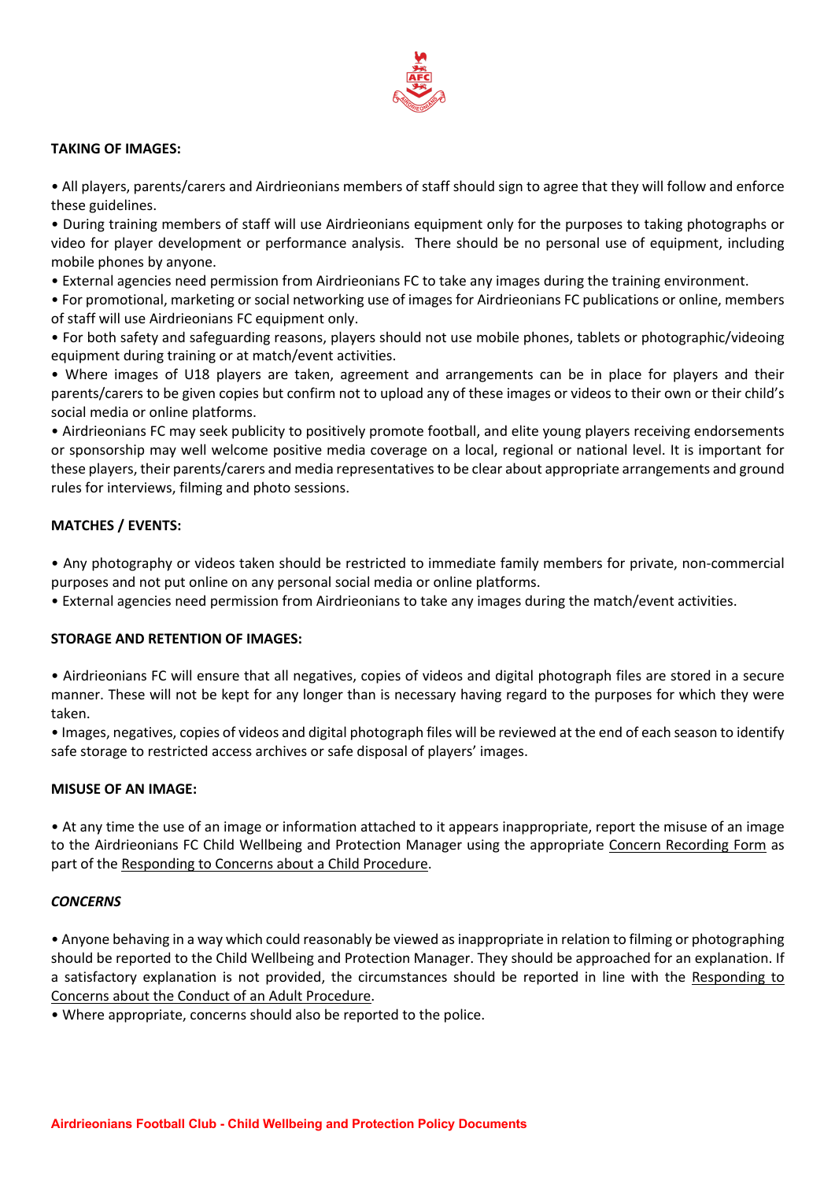**TAKING OF IMAGES:**

- All players, parents/carers and Airdrieonians members of staff should sign to agree that they will follow and enforce these guidelines.
- During training members of staff will use Airdrieonians equipment only for the purposes to taking photographs or video for player development or performance analysis. There should be no personal use of equipment, including mobile phones by anyone.
- External agencies need permission from Airdrieonians FC to take any images during the training environment.
- For promotional, marketing or social networking use of images for Airdrieonians FC publications or online, members of staff will use Airdrieonians FC equipment only.
- For both safety and safeguarding reasons, players should not use mobile phones, tablets or photographic/videoing equipment during training or at match/event activities.
- Where images of U18 players are taken, agreement and arrangements can be in place for players and their parents/carers to be given copies but confirm not to upload any of these images or videos to their own or their child's social media or online platforms.
- Airdrieonians FC may seek publicity to positively promote football, and elite young players receiving endorsements or sponsorship may well welcome positive media coverage on a local, regional or national level. It is important for these players, their parents/carers and media representatives to be clear about appropriate arrangements and ground rules for interviews, filming and photo sessions.

**MATCHES / EVENTS:**

- Any photography or videos taken should be restricted to immediate family members for private, non-commercial purposes and not put online on any personal social media or online platforms.
- External agencies need permission from Airdrieonians to take any images during the match/event activities.

**STORAGE AND RETENTION OF IMAGES:**

- Airdrieonians FC will ensure that all negatives, copies of videos and digital photograph files are stored in a secure manner. These will not be kept for any longer than is necessary having regard to the purposes for which they were taken.
- Images, negatives, copies of videos and digital photograph files will be reviewed at the end of each season to identify safe storage to restricted access archives or safe disposal of players' images.

**MISUSE OF AN IMAGE:**

- At any time the use of an image or information attached to it appears inappropriate, report the misuse of an image to the Airdrieonians FC Child Wellbeing and Protection Manager using the appropriate Concern Recording Form as part of the Responding to Concerns about a Child Procedure.

***CONCERNS***

- Anyone behaving in a way which could reasonably be viewed as inappropriate in relation to filming or photographing should be reported to the Child Wellbeing and Protection Manager. They should be approached for an explanation. If a satisfactory explanation is not provided, the circumstances should be reported in line with the Responding to Concerns about the Conduct of an Adult Procedure.
- Where appropriate, concerns should also be reported to the police.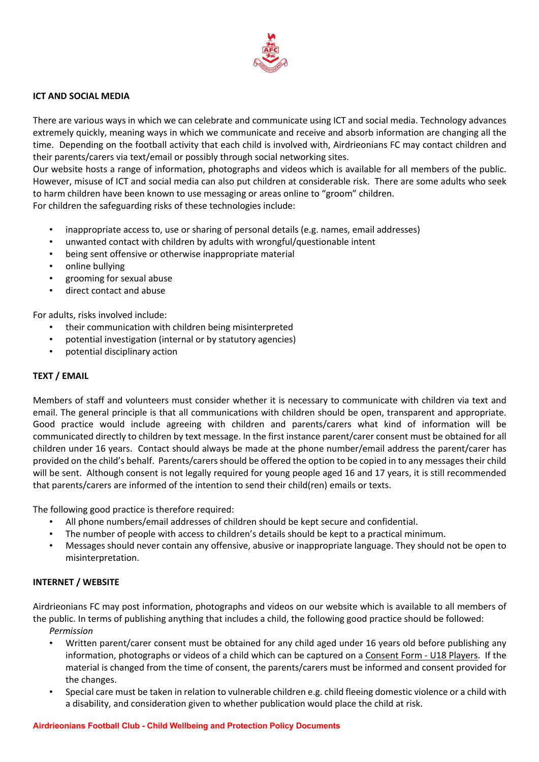## ICT AND SOCIAL MEDIA

There are various ways in which we can celebrate and communicate using ICT and social media. Technology advances extremely quickly, meaning ways in which we communicate and receive and absorb information are changing all the time. Depending on the football activity that each child is involved with, Airdrieonians FC may contact children and their parents/carers via text/email or possibly through social networking sites.
Our website hosts a range of information, photographs and videos which is available for all members of the public. However, misuse of ICT and social media can also put children at considerable risk. There are some adults who seek to harm children have been known to use messaging or areas online to "groom" children.
For children the safeguarding risks of these technologies include:

- inappropriate access to, use or sharing of personal details (e.g. names, email addresses)
- unwanted contact with children by adults with wrongful/questionable intent
- being sent offensive or otherwise inappropriate material
- online bullying
- grooming for sexual abuse
- direct contact and abuse

For adults, risks involved include:

- their communication with children being misinterpreted
- potential investigation (internal or by statutory agencies)
- potential disciplinary action

## TEXT / EMAIL

Members of staff and volunteers must consider whether it is necessary to communicate with children via text and email. The general principle is that all communications with children should be open, transparent and appropriate. Good practice would include agreeing with children and parents/carers what kind of information will be communicated directly to children by text message. In the first instance parent/carer consent must be obtained for all children under 16 years. Contact should always be made at the phone number/email address the parent/carer has provided on the child's behalf. Parents/carers should be offered the option to be copied in to any messages their child will be sent. Although consent is not legally required for young people aged 16 and 17 years, it is still recommended that parents/carers are informed of the intention to send their child(ren) emails or texts.

The following good practice is therefore required:

- All phone numbers/email addresses of children should be kept secure and confidential.
- The number of people with access to children's details should be kept to a practical minimum.
- Messages should never contain any offensive, abusive or inappropriate language. They should not be open to misinterpretation.

## INTERNET / WEBSITE

Airdrieonians FC may post information, photographs and videos on our website which is available to all members of the public. In terms of publishing anything that includes a child, the following good practice should be followed:

*Permission*

- Written parent/carer consent must be obtained for any child aged under 16 years old before publishing any information, photographs or videos of a child which can be captured on a Consent Form - U18 Players. If the material is changed from the time of consent, the parents/carers must be informed and consent provided for the changes.
- Special care must be taken in relation to vulnerable children e.g. child fleeing domestic violence or a child with a disability, and consideration given to whether publication would place the child at risk.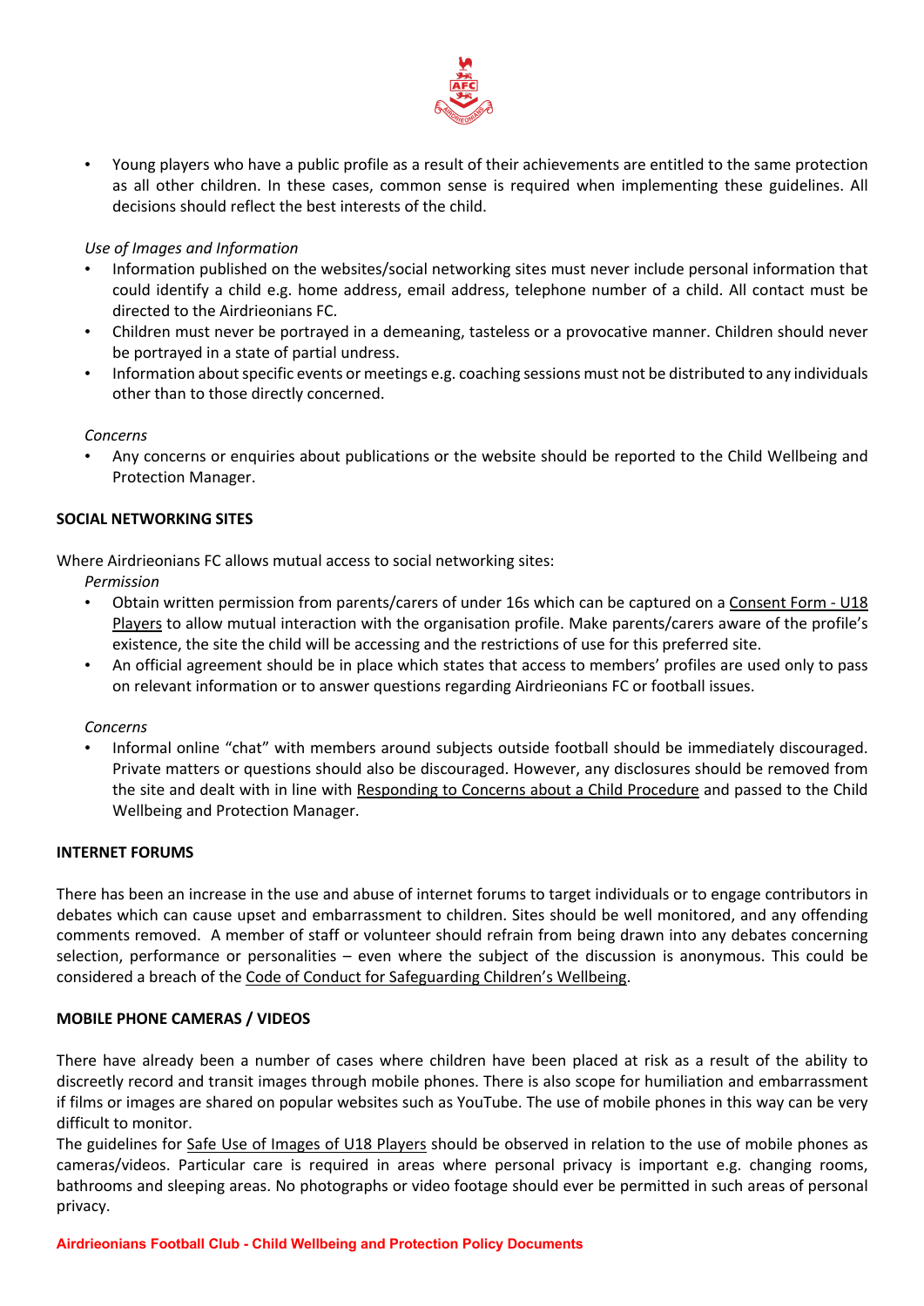- Young players who have a public profile as a result of their achievements are entitled to the same protection as all other children. In these cases, common sense is required when implementing these guidelines. All decisions should reflect the best interests of the child.

*Use of Images and Information*

- Information published on the websites/social networking sites must never include personal information that could identify a child e.g. home address, email address, telephone number of a child. All contact must be directed to the Airdrieonians FC.
- Children must never be portrayed in a demeaning, tasteless or a provocative manner. Children should never be portrayed in a state of partial undress.
- Information about specific events or meetings e.g. coaching sessions must not be distributed to any individuals other than to those directly concerned.

*Concerns*

- Any concerns or enquiries about publications or the website should be reported to the Child Wellbeing and Protection Manager.

**SOCIAL NETWORKING SITES**

Where Airdrieonians FC allows mutual access to social networking sites:

*Permission*

- Obtain written permission from parents/carers of under 16s which can be captured on a Consent Form - U18 Players to allow mutual interaction with the organisation profile. Make parents/carers aware of the profile's existence, the site the child will be accessing and the restrictions of use for this preferred site.
- An official agreement should be in place which states that access to members' profiles are used only to pass on relevant information or to answer questions regarding Airdrieonians FC or football issues.

*Concerns*

- Informal online "chat" with members around subjects outside football should be immediately discouraged. Private matters or questions should also be discouraged. However, any disclosures should be removed from the site and dealt with in line with Responding to Concerns about a Child Procedure and passed to the Child Wellbeing and Protection Manager.

**INTERNET FORUMS**

There has been an increase in the use and abuse of internet forums to target individuals or to engage contributors in debates which can cause upset and embarrassment to children. Sites should be well monitored, and any offending comments removed. A member of staff or volunteer should refrain from being drawn into any debates concerning selection, performance or personalities – even where the subject of the discussion is anonymous. This could be considered a breach of the Code of Conduct for Safeguarding Children's Wellbeing.

**MOBILE PHONE CAMERAS / VIDEOS**

There have already been a number of cases where children have been placed at risk as a result of the ability to discreetly record and transit images through mobile phones. There is also scope for humiliation and embarrassment if films or images are shared on popular websites such as YouTube. The use of mobile phones in this way can be very difficult to monitor.

The guidelines for Safe Use of Images of U18 Players should be observed in relation to the use of mobile phones as cameras/videos. Particular care is required in areas where personal privacy is important e.g. changing rooms, bathrooms and sleeping areas. No photographs or video footage should ever be permitted in such areas of personal privacy.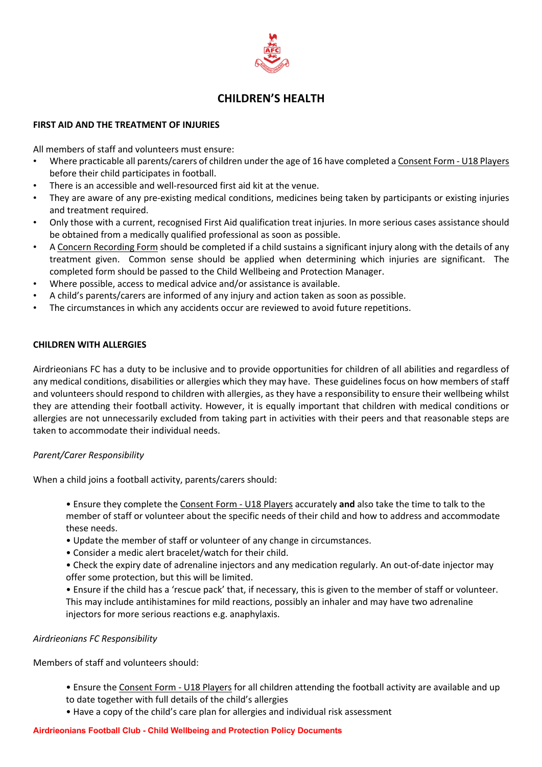# CHILDREN'S HEALTH

**FIRST AID AND THE TREATMENT OF INJURIES**

All members of staff and volunteers must ensure:

- Where practicable all parents/carers of children under the age of 16 have completed a Consent Form - U18 Players before their child participates in football.
- There is an accessible and well-resourced first aid kit at the venue.
- They are aware of any pre-existing medical conditions, medicines being taken by participants or existing injuries and treatment required.
- Only those with a current, recognised First Aid qualification treat injuries. In more serious cases assistance should be obtained from a medically qualified professional as soon as possible.
- A Concern Recording Form should be completed if a child sustains a significant injury along with the details of any treatment given. Common sense should be applied when determining which injuries are significant. The completed form should be passed to the Child Wellbeing and Protection Manager.
- Where possible, access to medical advice and/or assistance is available.
- A child's parents/carers are informed of any injury and action taken as soon as possible.
- The circumstances in which any accidents occur are reviewed to avoid future repetitions.

**CHILDREN WITH ALLERGIES**

Airdrieonians FC has a duty to be inclusive and to provide opportunities for children of all abilities and regardless of any medical conditions, disabilities or allergies which they may have. These guidelines focus on how members of staff and volunteers should respond to children with allergies, as they have a responsibility to ensure their wellbeing whilst they are attending their football activity. However, it is equally important that children with medical conditions or allergies are not unnecessarily excluded from taking part in activities with their peers and that reasonable steps are taken to accommodate their individual needs.

*Parent/Carer Responsibility*

When a child joins a football activity, parents/carers should:

- Ensure they complete the Consent Form - U18 Players accurately **and** also take the time to talk to the member of staff or volunteer about the specific needs of their child and how to address and accommodate these needs.
- Update the member of staff or volunteer of any change in circumstances.
- Consider a medic alert bracelet/watch for their child.
- Check the expiry date of adrenaline injectors and any medication regularly. An out-of-date injector may offer some protection, but this will be limited.
- Ensure if the child has a 'rescue pack' that, if necessary, this is given to the member of staff or volunteer. This may include antihistamines for mild reactions, possibly an inhaler and may have two adrenaline injectors for more serious reactions e.g. anaphylaxis.

*Airdrieonians FC Responsibility*

Members of staff and volunteers should:

- Ensure the Consent Form - U18 Players for all children attending the football activity are available and up to date together with full details of the child's allergies
- Have a copy of the child's care plan for allergies and individual risk assessment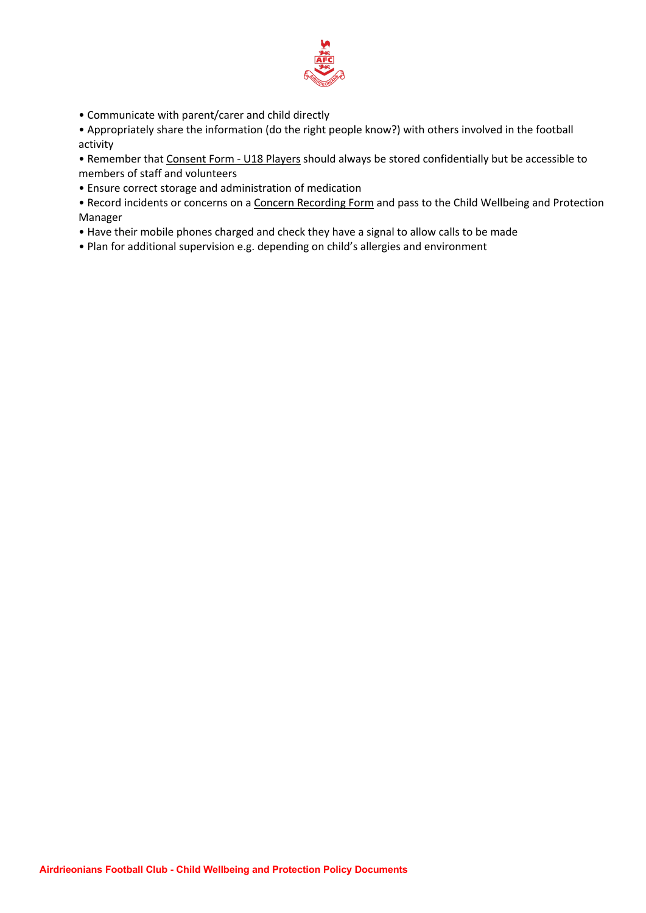- Communicate with parent/carer and child directly
- Appropriately share the information (do the right people know?) with others involved in the football activity
- Remember that Consent Form - U18 Players should always be stored confidentially but be accessible to members of staff and volunteers
- Ensure correct storage and administration of medication
- Record incidents or concerns on a Concern Recording Form and pass to the Child Wellbeing and Protection Manager
- Have their mobile phones charged and check they have a signal to allow calls to be made
- Plan for additional supervision e.g. depending on child's allergies and environment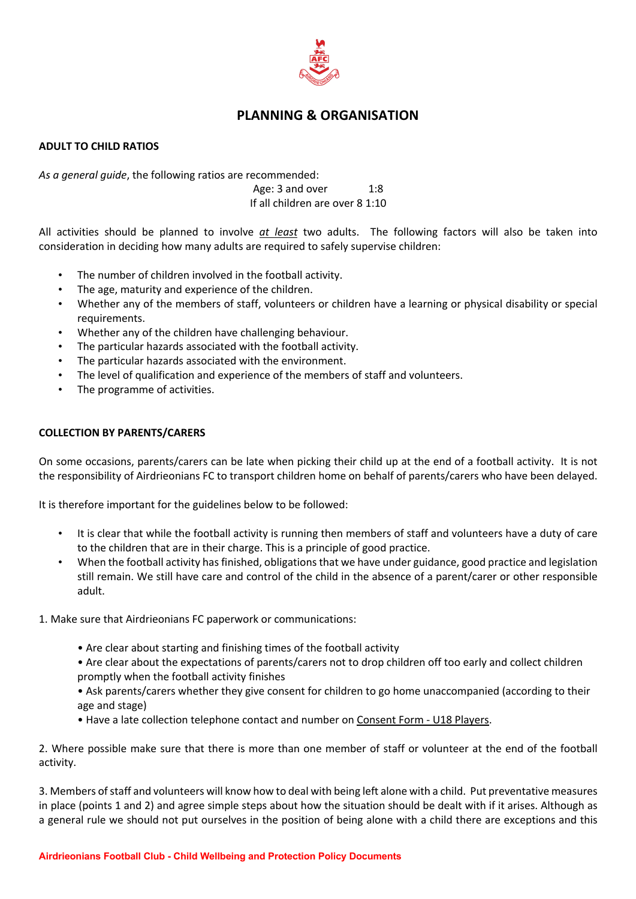## PLANNING & ORGANISATION

**ADULT TO CHILD RATIOS**

*As a general guide*, the following ratios are recommended:

Age: 3 and over 1:8
If all children are over 8 1:10

All activities should be planned to involve ***at least*** two adults. The following factors will also be taken into consideration in deciding how many adults are required to safely supervise children:

- The number of children involved in the football activity.
- The age, maturity and experience of the children.
- Whether any of the members of staff, volunteers or children have a learning or physical disability or special requirements.
- Whether any of the children have challenging behaviour.
- The particular hazards associated with the football activity.
- The particular hazards associated with the environment.
- The level of qualification and experience of the members of staff and volunteers.
- The programme of activities.

**COLLECTION BY PARENTS/CARERS**

On some occasions, parents/carers can be late when picking their child up at the end of a football activity. It is not the responsibility of Airdrieonians FC to transport children home on behalf of parents/carers who have been delayed.

It is therefore important for the guidelines below to be followed:

- It is clear that while the football activity is running then members of staff and volunteers have a duty of care to the children that are in their charge. This is a principle of good practice.
- When the football activity has finished, obligations that we have under guidance, good practice and legislation still remain. We still have care and control of the child in the absence of a parent/carer or other responsible adult.

1. Make sure that Airdrieonians FC paperwork or communications:

   • Are clear about starting and finishing times of the football activity
   • Are clear about the expectations of parents/carers not to drop children off too early and collect children promptly when the football activity finishes
   • Ask parents/carers whether they give consent for children to go home unaccompanied (according to their age and stage)
   • Have a late collection telephone contact and number on Consent Form - U18 Players.

2. Where possible make sure that there is more than one member of staff or volunteer at the end of the football activity.

3. Members of staff and volunteers will know how to deal with being left alone with a child. Put preventative measures in place (points 1 and 2) and agree simple steps about how the situation should be dealt with if it arises. Although as a general rule we should not put ourselves in the position of being alone with a child there are exceptions and this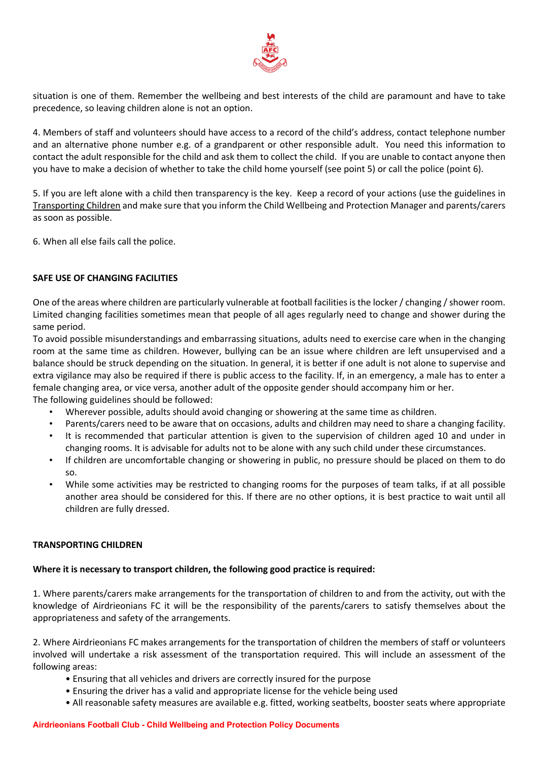situation is one of them. Remember the wellbeing and best interests of the child are paramount and have to take precedence, so leaving children alone is not an option.

4. Members of staff and volunteers should have access to a record of the child's address, contact telephone number and an alternative phone number e.g. of a grandparent or other responsible adult. You need this information to contact the adult responsible for the child and ask them to collect the child. If you are unable to contact anyone then you have to make a decision of whether to take the child home yourself (see point 5) or call the police (point 6).

5. If you are left alone with a child then transparency is the key. Keep a record of your actions (use the guidelines in Transporting Children and make sure that you inform the Child Wellbeing and Protection Manager and parents/carers as soon as possible.

6. When all else fails call the police.

## SAFE USE OF CHANGING FACILITIES

One of the areas where children are particularly vulnerable at football facilities is the locker / changing / shower room. Limited changing facilities sometimes mean that people of all ages regularly need to change and shower during the same period.
To avoid possible misunderstandings and embarrassing situations, adults need to exercise care when in the changing room at the same time as children. However, bullying can be an issue where children are left unsupervised and a balance should be struck depending on the situation. In general, it is better if one adult is not alone to supervise and extra vigilance may also be required if there is public access to the facility. If, in an emergency, a male has to enter a female changing area, or vice versa, another adult of the opposite gender should accompany him or her.
The following guidelines should be followed:

- Wherever possible, adults should avoid changing or showering at the same time as children.
- Parents/carers need to be aware that on occasions, adults and children may need to share a changing facility.
- It is recommended that particular attention is given to the supervision of children aged 10 and under in changing rooms. It is advisable for adults not to be alone with any such child under these circumstances.
- If children are uncomfortable changing or showering in public, no pressure should be placed on them to do so.
- While some activities may be restricted to changing rooms for the purposes of team talks, if at all possible another area should be considered for this. If there are no other options, it is best practice to wait until all children are fully dressed.

## TRANSPORTING CHILDREN

**Where it is necessary to transport children, the following good practice is required:**

1. Where parents/carers make arrangements for the transportation of children to and from the activity, out with the knowledge of Airdrieonians FC it will be the responsibility of the parents/carers to satisfy themselves about the appropriateness and safety of the arrangements.

2. Where Airdrieonians FC makes arrangements for the transportation of children the members of staff or volunteers involved will undertake a risk assessment of the transportation required. This will include an assessment of the following areas:

- Ensuring that all vehicles and drivers are correctly insured for the purpose
- Ensuring the driver has a valid and appropriate license for the vehicle being used
- All reasonable safety measures are available e.g. fitted, working seatbelts, booster seats where appropriate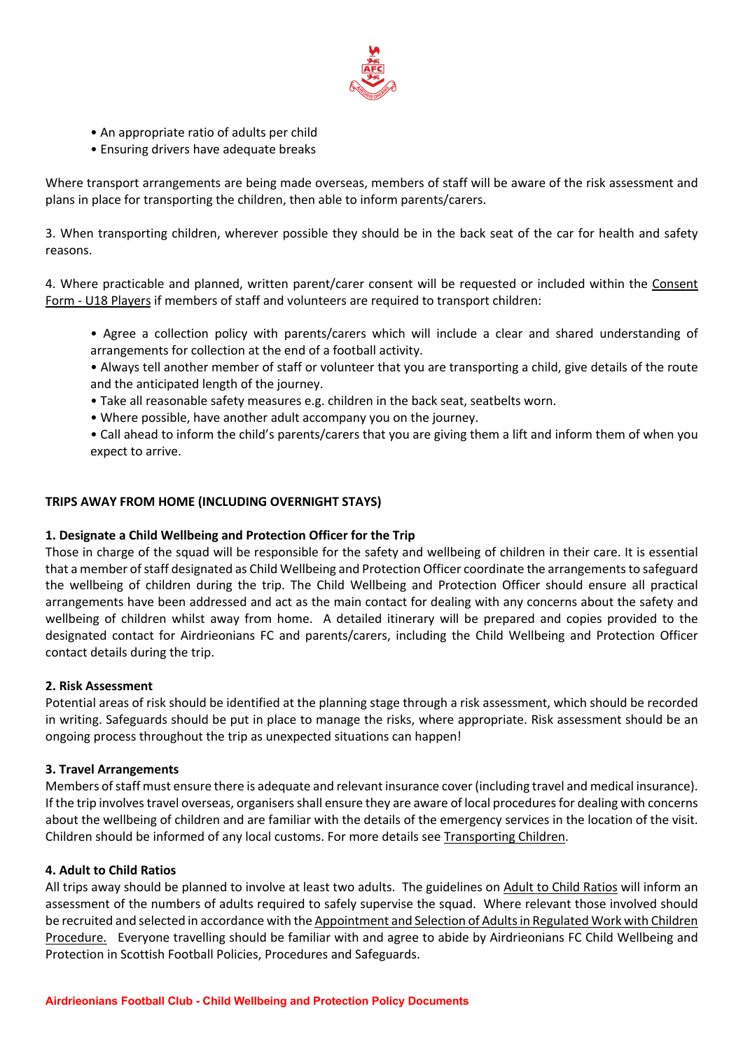- An appropriate ratio of adults per child
- Ensuring drivers have adequate breaks

Where transport arrangements are being made overseas, members of staff will be aware of the risk assessment and plans in place for transporting the children, then able to inform parents/carers.

3. When transporting children, wherever possible they should be in the back seat of the car for health and safety reasons.

4. Where practicable and planned, written parent/carer consent will be requested or included within the Consent Form - U18 Players if members of staff and volunteers are required to transport children:

   - Agree a collection policy with parents/carers which will include a clear and shared understanding of arrangements for collection at the end of a football activity.
   - Always tell another member of staff or volunteer that you are transporting a child, give details of the route and the anticipated length of the journey.
   - Take all reasonable safety measures e.g. children in the back seat, seatbelts worn.
   - Where possible, have another adult accompany you on the journey.
   - Call ahead to inform the child's parents/carers that you are giving them a lift and inform them of when you expect to arrive.

## TRIPS AWAY FROM HOME (INCLUDING OVERNIGHT STAYS)

### 1. Designate a Child Wellbeing and Protection Officer for the Trip

Those in charge of the squad will be responsible for the safety and wellbeing of children in their care. It is essential that a member of staff designated as Child Wellbeing and Protection Officer coordinate the arrangements to safeguard the wellbeing of children during the trip. The Child Wellbeing and Protection Officer should ensure all practical arrangements have been addressed and act as the main contact for dealing with any concerns about the safety and wellbeing of children whilst away from home. A detailed itinerary will be prepared and copies provided to the designated contact for Airdrieonians FC and parents/carers, including the Child Wellbeing and Protection Officer contact details during the trip.

### 2. Risk Assessment

Potential areas of risk should be identified at the planning stage through a risk assessment, which should be recorded in writing. Safeguards should be put in place to manage the risks, where appropriate. Risk assessment should be an ongoing process throughout the trip as unexpected situations can happen!

### 3. Travel Arrangements

Members of staff must ensure there is adequate and relevant insurance cover (including travel and medical insurance). If the trip involves travel overseas, organisers shall ensure they are aware of local procedures for dealing with concerns about the wellbeing of children and are familiar with the details of the emergency services in the location of the visit. Children should be informed of any local customs. For more details see Transporting Children.

### 4. Adult to Child Ratios

All trips away should be planned to involve at least two adults. The guidelines on Adult to Child Ratios will inform an assessment of the numbers of adults required to safely supervise the squad. Where relevant those involved should be recruited and selected in accordance with the Appointment and Selection of Adults in Regulated Work with Children Procedure. Everyone travelling should be familiar with and agree to abide by Airdrieonians FC Child Wellbeing and Protection in Scottish Football Policies, Procedures and Safeguards.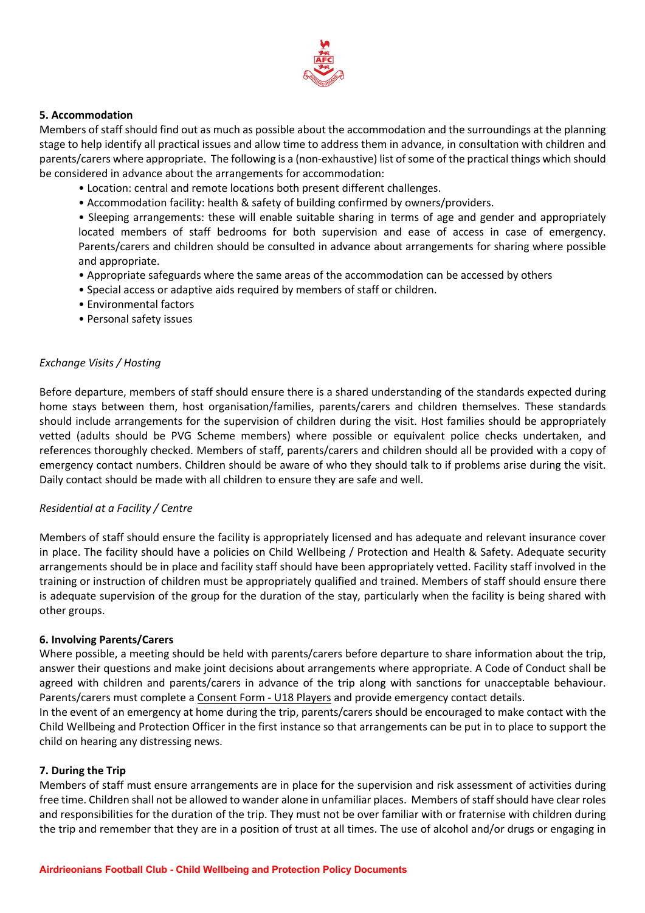**5. Accommodation**

Members of staff should find out as much as possible about the accommodation and the surroundings at the planning stage to help identify all practical issues and allow time to address them in advance, in consultation with children and parents/carers where appropriate. The following is a (non-exhaustive) list of some of the practical things which should be considered in advance about the arrangements for accommodation:

- Location: central and remote locations both present different challenges.
- Accommodation facility: health & safety of building confirmed by owners/providers.
- Sleeping arrangements: these will enable suitable sharing in terms of age and gender and appropriately located members of staff bedrooms for both supervision and ease of access in case of emergency. Parents/carers and children should be consulted in advance about arrangements for sharing where possible and appropriate.
- Appropriate safeguards where the same areas of the accommodation can be accessed by others
- Special access or adaptive aids required by members of staff or children.
- Environmental factors
- Personal safety issues

*Exchange Visits / Hosting*

Before departure, members of staff should ensure there is a shared understanding of the standards expected during home stays between them, host organisation/families, parents/carers and children themselves. These standards should include arrangements for the supervision of children during the visit. Host families should be appropriately vetted (adults should be PVG Scheme members) where possible or equivalent police checks undertaken, and references thoroughly checked. Members of staff, parents/carers and children should all be provided with a copy of emergency contact numbers. Children should be aware of who they should talk to if problems arise during the visit. Daily contact should be made with all children to ensure they are safe and well.

*Residential at a Facility / Centre*

Members of staff should ensure the facility is appropriately licensed and has adequate and relevant insurance cover in place. The facility should have a policies on Child Wellbeing / Protection and Health & Safety. Adequate security arrangements should be in place and facility staff should have been appropriately vetted. Facility staff involved in the training or instruction of children must be appropriately qualified and trained. Members of staff should ensure there is adequate supervision of the group for the duration of the stay, particularly when the facility is being shared with other groups.

**6. Involving Parents/Carers**

Where possible, a meeting should be held with parents/carers before departure to share information about the trip, answer their questions and make joint decisions about arrangements where appropriate. A Code of Conduct shall be agreed with children and parents/carers in advance of the trip along with sanctions for unacceptable behaviour. Parents/carers must complete a Consent Form - U18 Players and provide emergency contact details.

In the event of an emergency at home during the trip, parents/carers should be encouraged to make contact with the Child Wellbeing and Protection Officer in the first instance so that arrangements can be put in to place to support the child on hearing any distressing news.

**7. During the Trip**

Members of staff must ensure arrangements are in place for the supervision and risk assessment of activities during free time. Children shall not be allowed to wander alone in unfamiliar places. Members of staff should have clear roles and responsibilities for the duration of the trip. They must not be over familiar with or fraternise with children during the trip and remember that they are in a position of trust at all times. The use of alcohol and/or drugs or engaging in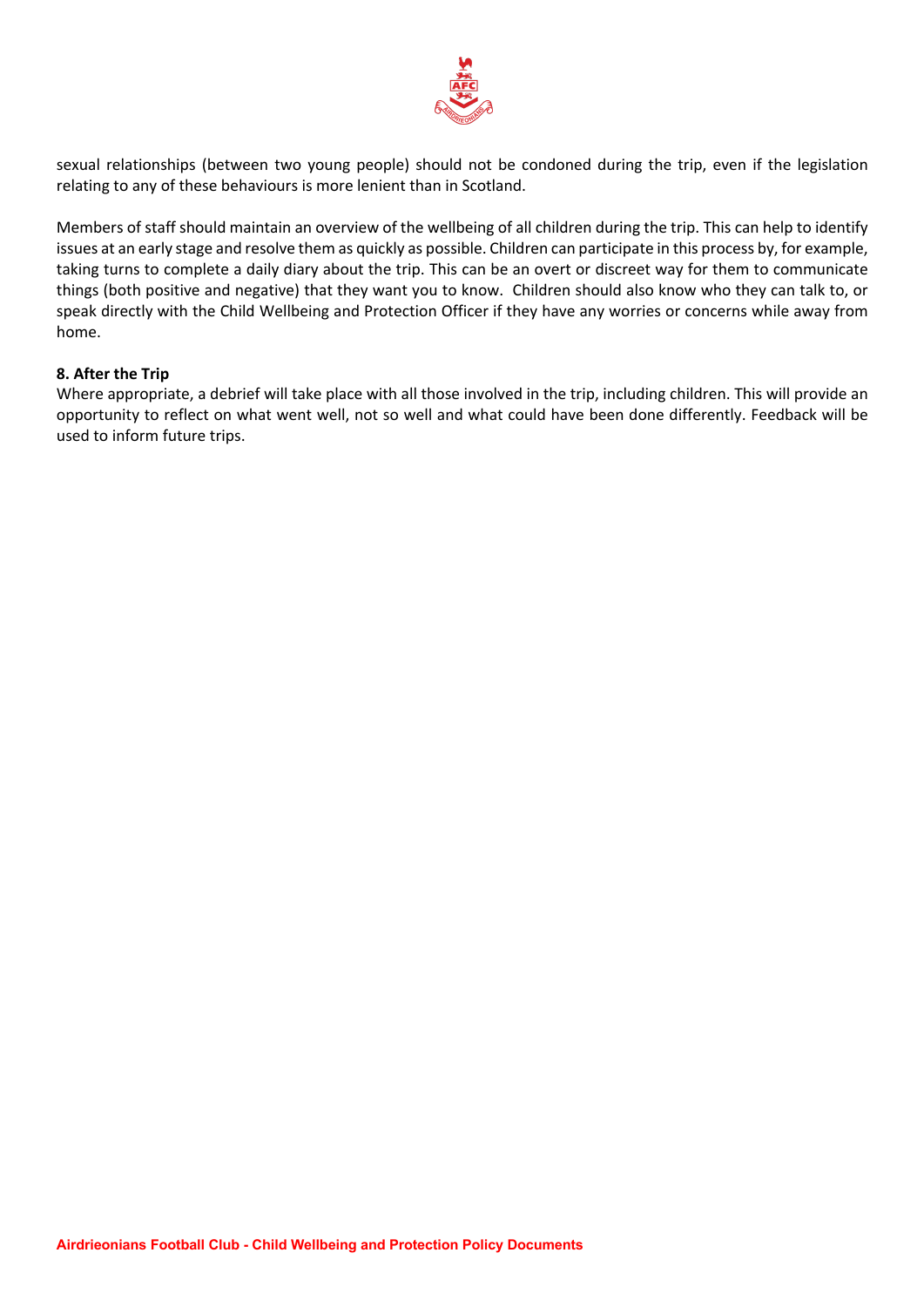sexual relationships (between two young people) should not be condoned during the trip, even if the legislation relating to any of these behaviours is more lenient than in Scotland.

Members of staff should maintain an overview of the wellbeing of all children during the trip. This can help to identify issues at an early stage and resolve them as quickly as possible. Children can participate in this process by, for example, taking turns to complete a daily diary about the trip. This can be an overt or discreet way for them to communicate things (both positive and negative) that they want you to know. Children should also know who they can talk to, or speak directly with the Child Wellbeing and Protection Officer if they have any worries or concerns while away from home.

**8. After the Trip**

Where appropriate, a debrief will take place with all those involved in the trip, including children. This will provide an opportunity to reflect on what went well, not so well and what could have been done differently. Feedback will be used to inform future trips.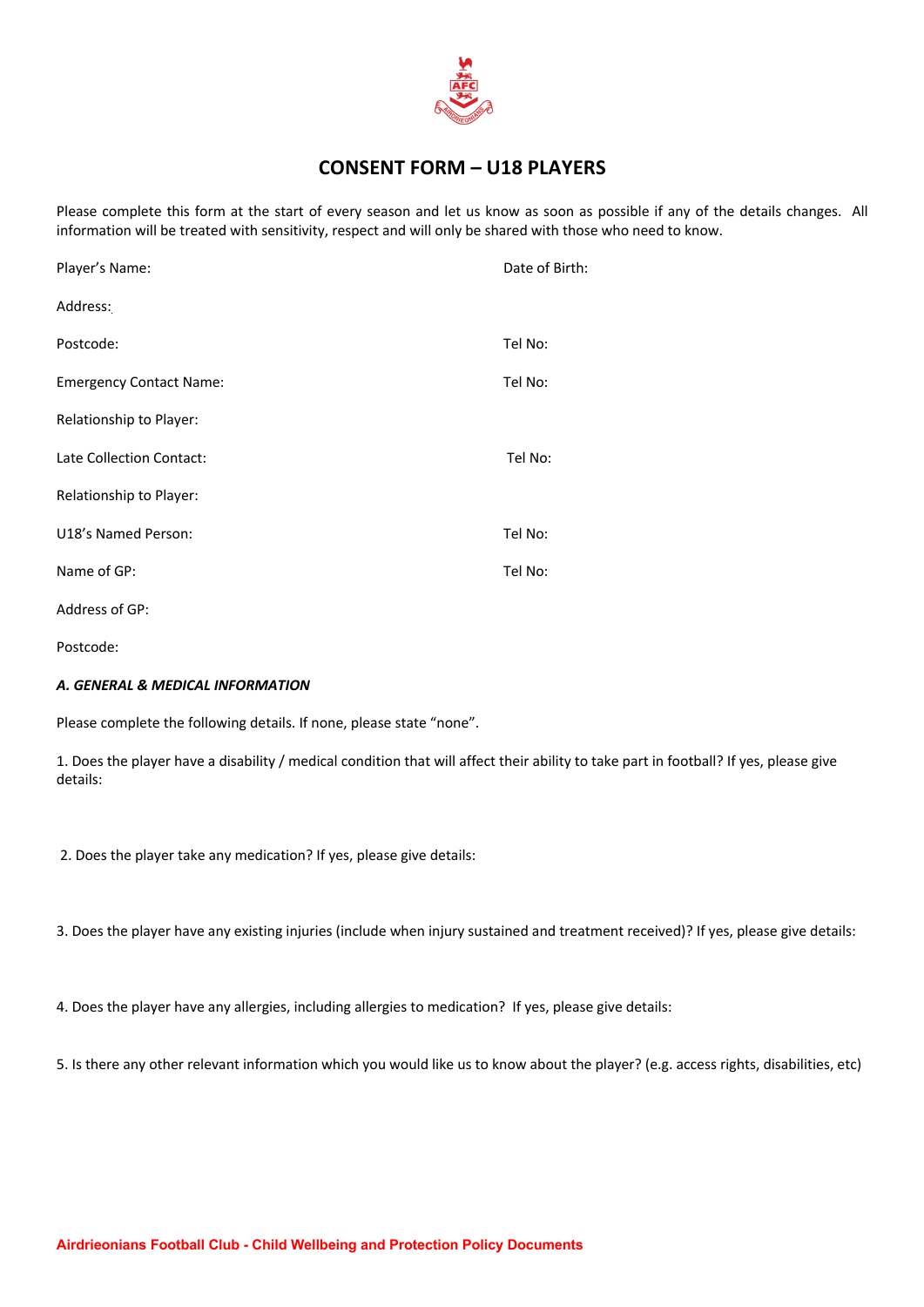# CONSENT FORM – U18 PLAYERS

Please complete this form at the start of every season and let us know as soon as possible if any of the details changes. All information will be treated with sensitivity, respect and will only be shared with those who need to know.

Player's Name: Date of Birth:

Address:

Postcode: Tel No:

Emergency Contact Name: Tel No:

Relationship to Player:

Late Collection Contact: Tel No:

Relationship to Player:

U18's Named Person: Tel No:

Name of GP: Tel No:

Address of GP:

Postcode:

***A. GENERAL & MEDICAL INFORMATION***

Please complete the following details. If none, please state "none".

1. Does the player have a disability / medical condition that will affect their ability to take part in football? If yes, please give details:

2. Does the player take any medication? If yes, please give details:

3. Does the player have any existing injuries (include when injury sustained and treatment received)? If yes, please give details:

4. Does the player have any allergies, including allergies to medication? If yes, please give details:

5. Is there any other relevant information which you would like us to know about the player? (e.g. access rights, disabilities, etc)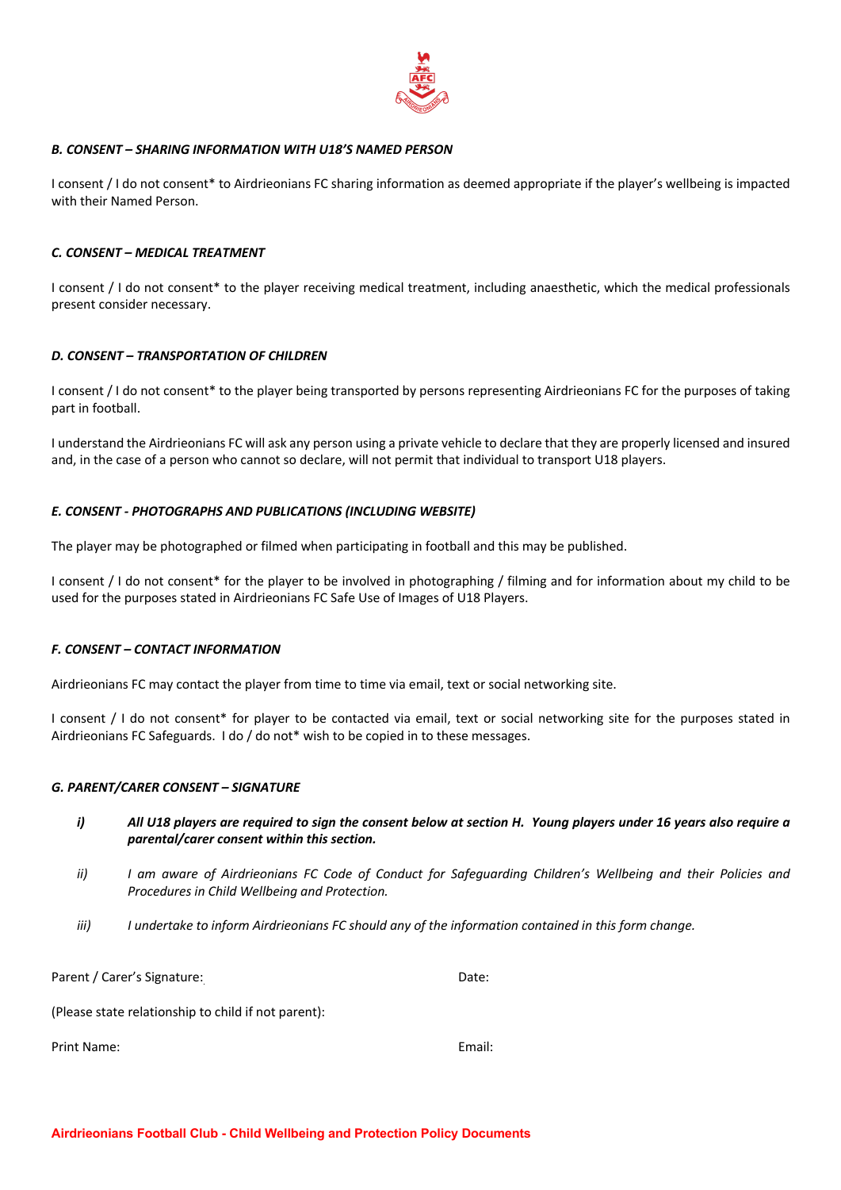### *B. CONSENT – SHARING INFORMATION WITH U18'S NAMED PERSON*

I consent / I do not consent* to Airdrieonians FC sharing information as deemed appropriate if the player's wellbeing is impacted with their Named Person.

### *C. CONSENT – MEDICAL TREATMENT*

I consent / I do not consent* to the player receiving medical treatment, including anaesthetic, which the medical professionals present consider necessary.

### *D. CONSENT – TRANSPORTATION OF CHILDREN*

I consent / I do not consent* to the player being transported by persons representing Airdrieonians FC for the purposes of taking part in football.

I understand the Airdrieonians FC will ask any person using a private vehicle to declare that they are properly licensed and insured and, in the case of a person who cannot so declare, will not permit that individual to transport U18 players.

### *E. CONSENT - PHOTOGRAPHS AND PUBLICATIONS (INCLUDING WEBSITE)*

The player may be photographed or filmed when participating in football and this may be published.

I consent / I do not consent* for the player to be involved in photographing / filming and for information about my child to be used for the purposes stated in Airdrieonians FC Safe Use of Images of U18 Players.

### *F. CONSENT – CONTACT INFORMATION*

Airdrieonians FC may contact the player from time to time via email, text or social networking site.

I consent / I do not consent* for player to be contacted via email, text or social networking site for the purposes stated in Airdrieonians FC Safeguards. I do / do not* wish to be copied in to these messages.

### *G. PARENT/CARER CONSENT – SIGNATURE*

- ***i) All U18 players are required to sign the consent below at section H. Young players under 16 years also require a parental/carer consent within this section.***
- *ii) I am aware of Airdrieonians FC Code of Conduct for Safeguarding Children's Wellbeing and their Policies and Procedures in Child Wellbeing and Protection.*
- *iii) I undertake to inform Airdrieonians FC should any of the information contained in this form change.*

Parent / Carer's Signature: Date:

(Please state relationship to child if not parent):

Print Name: Email: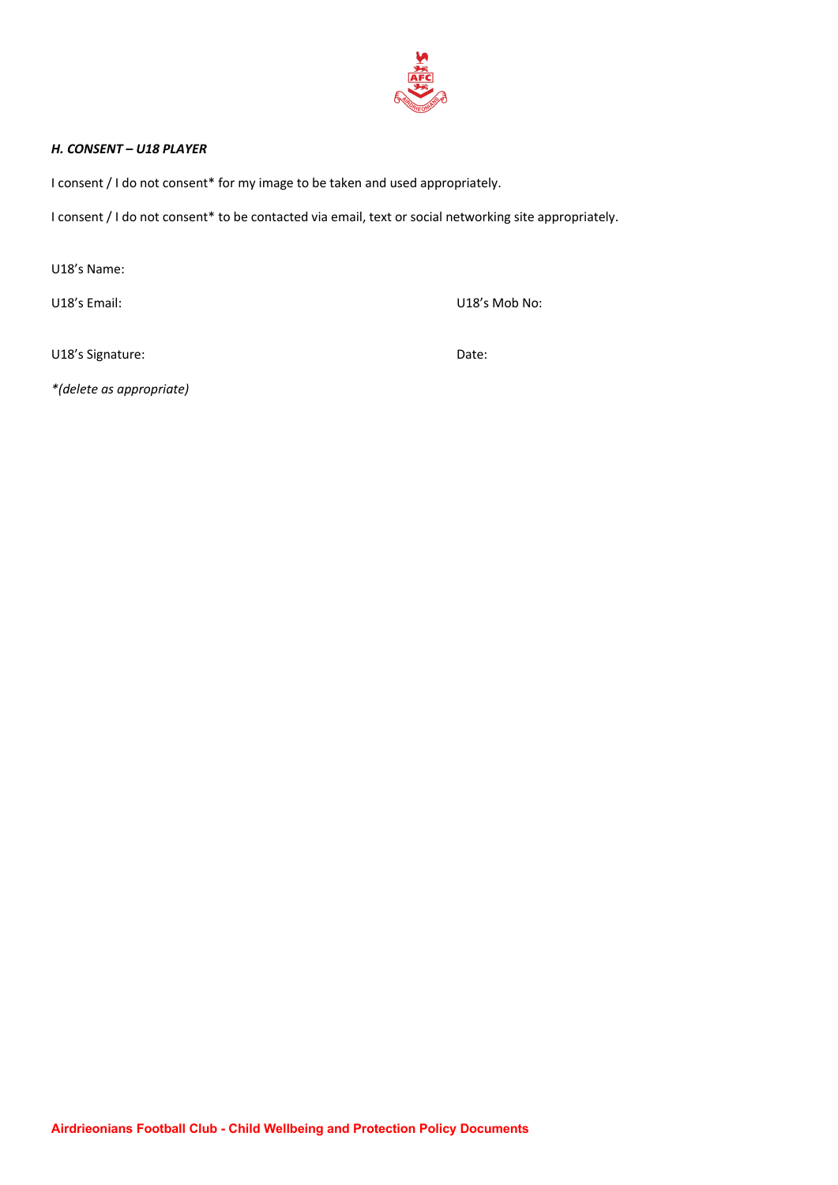***H. CONSENT – U18 PLAYER***

I consent / I do not consent* for my image to be taken and used appropriately.

I consent / I do not consent* to be contacted via email, text or social networking site appropriately.

U18's Name:

U18's Email: U18's Mob No:

U18's Signature: Date:

**(delete as appropriate)*